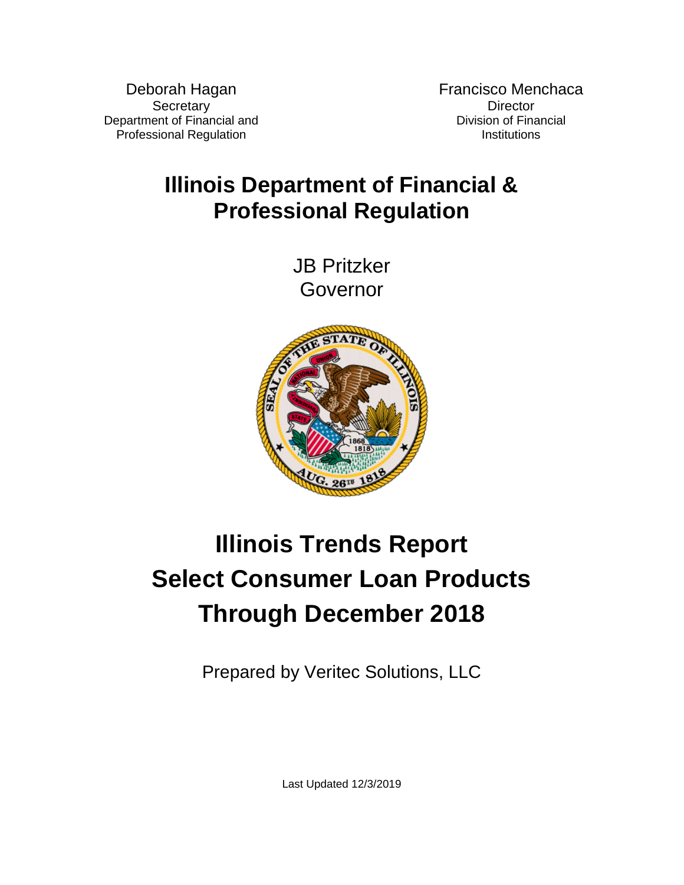Deborah Hagan
Secretary
Department of Financial and
Professional Regulation

Francisco Menchaca
Director
Division of Financial
Institutions

# Illinois Department of Financial & Professional Regulation

JB Pritzker
Governor

# Illinois Trends Report
# Select Consumer Loan Products
# Through December 2018

Prepared by Veritec Solutions, LLC

Last Updated 12/3/2019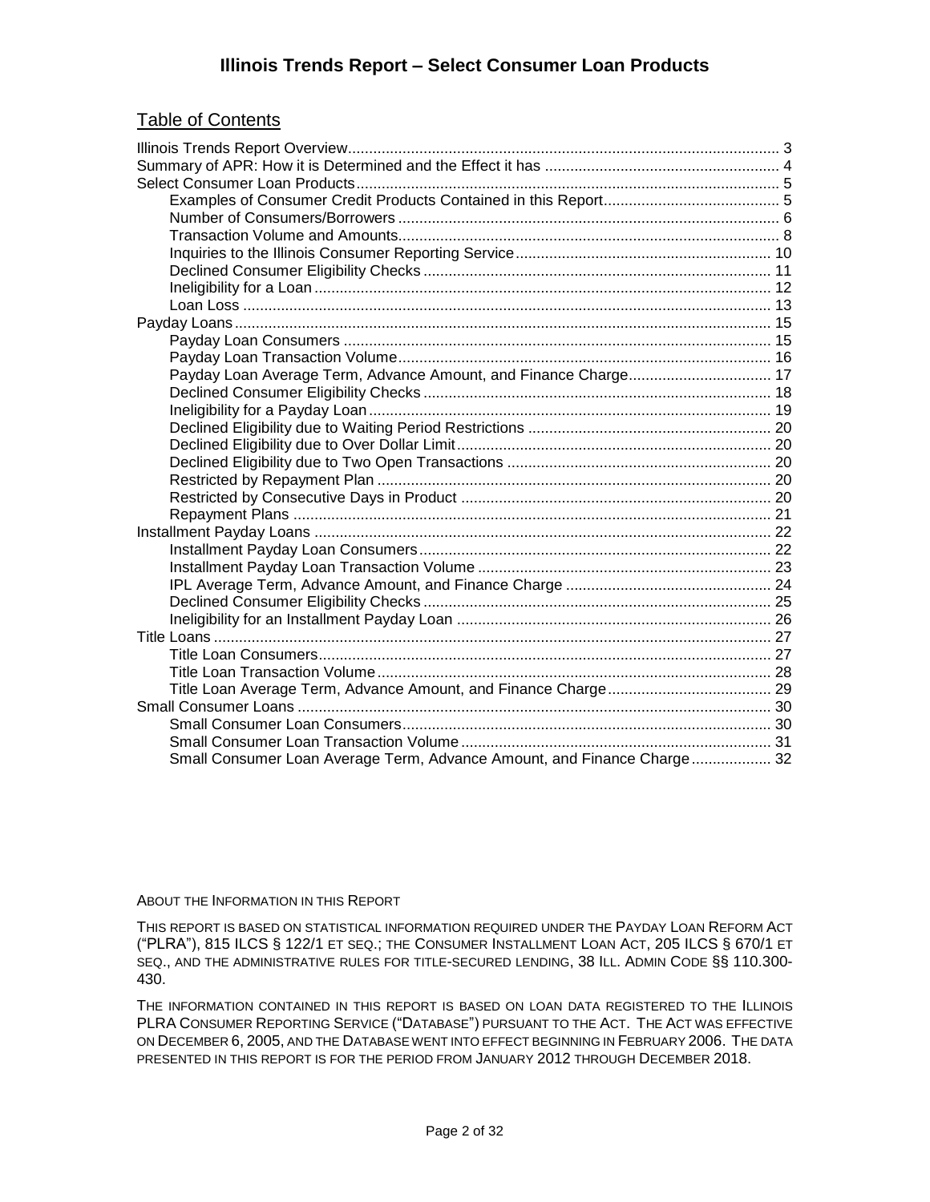# Illinois Trends Report – Select Consumer Loan Products

## Table of Contents

- Illinois Trends Report Overview ... 3
- Summary of APR: How it is Determined and the Effect it has ... 4
- Select Consumer Loan Products ... 5
  - Examples of Consumer Credit Products Contained in this Report ... 5
  - Number of Consumers/Borrowers ... 6
  - Transaction Volume and Amounts ... 8
  - Inquiries to the Illinois Consumer Reporting Service ... 10
  - Declined Consumer Eligibility Checks ... 11
  - Ineligibility for a Loan ... 12
  - Loan Loss ... 13
- Payday Loans ... 15
  - Payday Loan Consumers ... 15
  - Payday Loan Transaction Volume ... 16
  - Payday Loan Average Term, Advance Amount, and Finance Charge ... 17
  - Declined Consumer Eligibility Checks ... 18
  - Ineligibility for a Payday Loan ... 19
  - Declined Eligibility due to Waiting Period Restrictions ... 20
  - Declined Eligibility due to Over Dollar Limit ... 20
  - Declined Eligibility due to Two Open Transactions ... 20
  - Restricted by Repayment Plan ... 20
  - Restricted by Consecutive Days in Product ... 20
  - Repayment Plans ... 21
- Installment Payday Loans ... 22
  - Installment Payday Loan Consumers ... 22
  - Installment Payday Loan Transaction Volume ... 23
  - IPL Average Term, Advance Amount, and Finance Charge ... 24
  - Declined Consumer Eligibility Checks ... 25
  - Ineligibility for an Installment Payday Loan ... 26
- Title Loans ... 27
  - Title Loan Consumers ... 27
  - Title Loan Transaction Volume ... 28
  - Title Loan Average Term, Advance Amount, and Finance Charge ... 29
- Small Consumer Loans ... 30
  - Small Consumer Loan Consumers ... 30
  - Small Consumer Loan Transaction Volume ... 31
  - Small Consumer Loan Average Term, Advance Amount, and Finance Charge ... 32

ABOUT THE INFORMATION IN THIS REPORT

THIS REPORT IS BASED ON STATISTICAL INFORMATION REQUIRED UNDER THE PAYDAY LOAN REFORM ACT ("PLRA"), 815 ILCS § 122/1 ET SEQ.; THE CONSUMER INSTALLMENT LOAN ACT, 205 ILCS § 670/1 ET SEQ., AND THE ADMINISTRATIVE RULES FOR TITLE-SECURED LENDING, 38 ILL. ADMIN CODE §§ 110.300-430.

THE INFORMATION CONTAINED IN THIS REPORT IS BASED ON LOAN DATA REGISTERED TO THE ILLINOIS PLRA CONSUMER REPORTING SERVICE ("DATABASE") PURSUANT TO THE ACT. THE ACT WAS EFFECTIVE ON DECEMBER 6, 2005, AND THE DATABASE WENT INTO EFFECT BEGINNING IN FEBRUARY 2006. THE DATA PRESENTED IN THIS REPORT IS FOR THE PERIOD FROM JANUARY 2012 THROUGH DECEMBER 2018.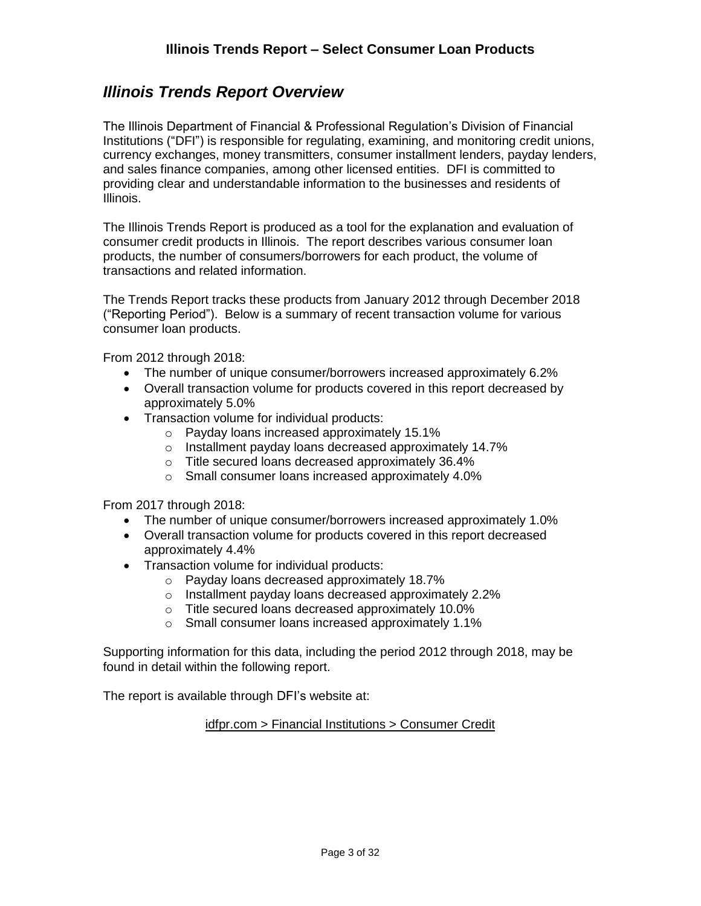## *Illinois Trends Report Overview*

The Illinois Department of Financial & Professional Regulation's Division of Financial Institutions ("DFI") is responsible for regulating, examining, and monitoring credit unions, currency exchanges, money transmitters, consumer installment lenders, payday lenders, and sales finance companies, among other licensed entities. DFI is committed to providing clear and understandable information to the businesses and residents of Illinois.

The Illinois Trends Report is produced as a tool for the explanation and evaluation of consumer credit products in Illinois. The report describes various consumer loan products, the number of consumers/borrowers for each product, the volume of transactions and related information.

The Trends Report tracks these products from January 2012 through December 2018 ("Reporting Period"). Below is a summary of recent transaction volume for various consumer loan products.

From 2012 through 2018:

- The number of unique consumer/borrowers increased approximately 6.2%
- Overall transaction volume for products covered in this report decreased by approximately 5.0%
- Transaction volume for individual products:
    - Payday loans increased approximately 15.1%
    - Installment payday loans decreased approximately 14.7%
    - Title secured loans decreased approximately 36.4%
    - Small consumer loans increased approximately 4.0%

From 2017 through 2018:

- The number of unique consumer/borrowers increased approximately 1.0%
- Overall transaction volume for products covered in this report decreased approximately 4.4%
- Transaction volume for individual products:
    - Payday loans decreased approximately 18.7%
    - Installment payday loans decreased approximately 2.2%
    - Title secured loans decreased approximately 10.0%
    - Small consumer loans increased approximately 1.1%

Supporting information for this data, including the period 2012 through 2018, may be found in detail within the following report.

The report is available through DFI's website at:

idfpr.com > Financial Institutions > Consumer Credit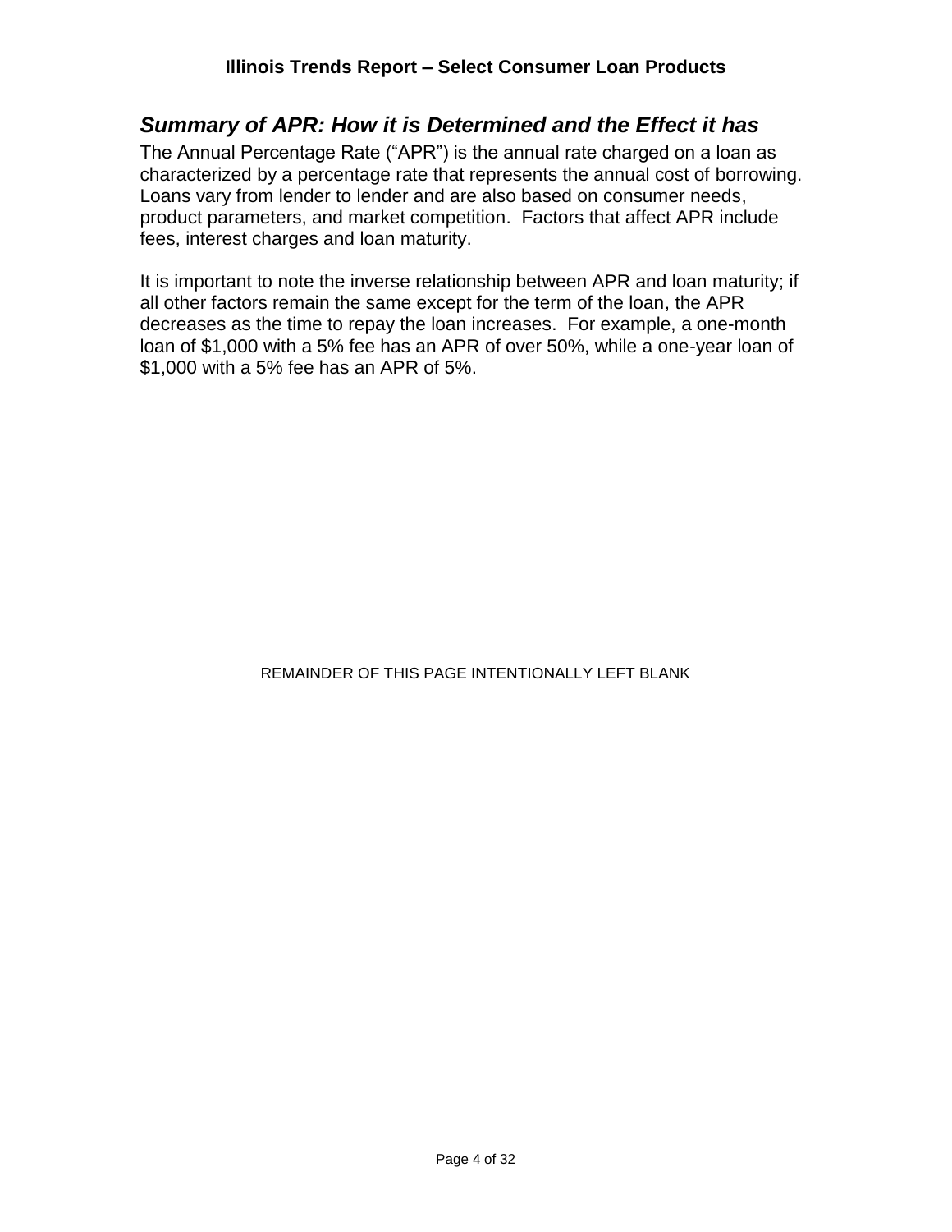## *Summary of APR: How it is Determined and the Effect it has*

The Annual Percentage Rate ("APR") is the annual rate charged on a loan as characterized by a percentage rate that represents the annual cost of borrowing. Loans vary from lender to lender and are also based on consumer needs, product parameters, and market competition. Factors that affect APR include fees, interest charges and loan maturity.

It is important to note the inverse relationship between APR and loan maturity; if all other factors remain the same except for the term of the loan, the APR decreases as the time to repay the loan increases. For example, a one-month loan of $1,000 with a 5% fee has an APR of over 50%, while a one-year loan of $1,000 with a 5% fee has an APR of 5%.

REMAINDER OF THIS PAGE INTENTIONALLY LEFT BLANK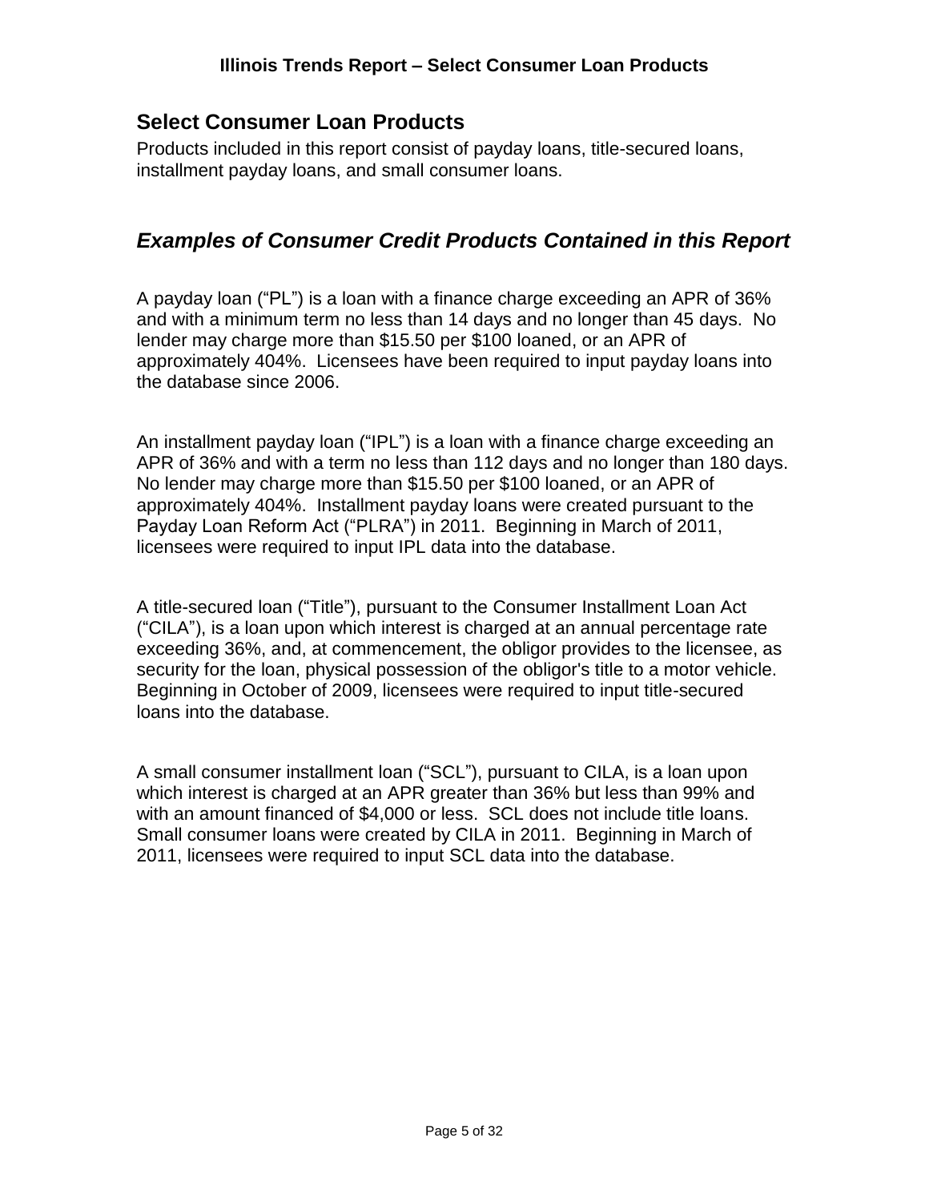## Select Consumer Loan Products

Products included in this report consist of payday loans, title-secured loans, installment payday loans, and small consumer loans.

## *Examples of Consumer Credit Products Contained in this Report*

A payday loan ("PL") is a loan with a finance charge exceeding an APR of 36% and with a minimum term no less than 14 days and no longer than 45 days. No lender may charge more than $15.50 per $100 loaned, or an APR of approximately 404%. Licensees have been required to input payday loans into the database since 2006.

An installment payday loan ("IPL") is a loan with a finance charge exceeding an APR of 36% and with a term no less than 112 days and no longer than 180 days. No lender may charge more than $15.50 per $100 loaned, or an APR of approximately 404%. Installment payday loans were created pursuant to the Payday Loan Reform Act ("PLRA") in 2011. Beginning in March of 2011, licensees were required to input IPL data into the database.

A title-secured loan ("Title"), pursuant to the Consumer Installment Loan Act ("CILA"), is a loan upon which interest is charged at an annual percentage rate exceeding 36%, and, at commencement, the obligor provides to the licensee, as security for the loan, physical possession of the obligor's title to a motor vehicle. Beginning in October of 2009, licensees were required to input title-secured loans into the database.

A small consumer installment loan ("SCL"), pursuant to CILA, is a loan upon which interest is charged at an APR greater than 36% but less than 99% and with an amount financed of $4,000 or less. SCL does not include title loans. Small consumer loans were created by CILA in 2011. Beginning in March of 2011, licensees were required to input SCL data into the database.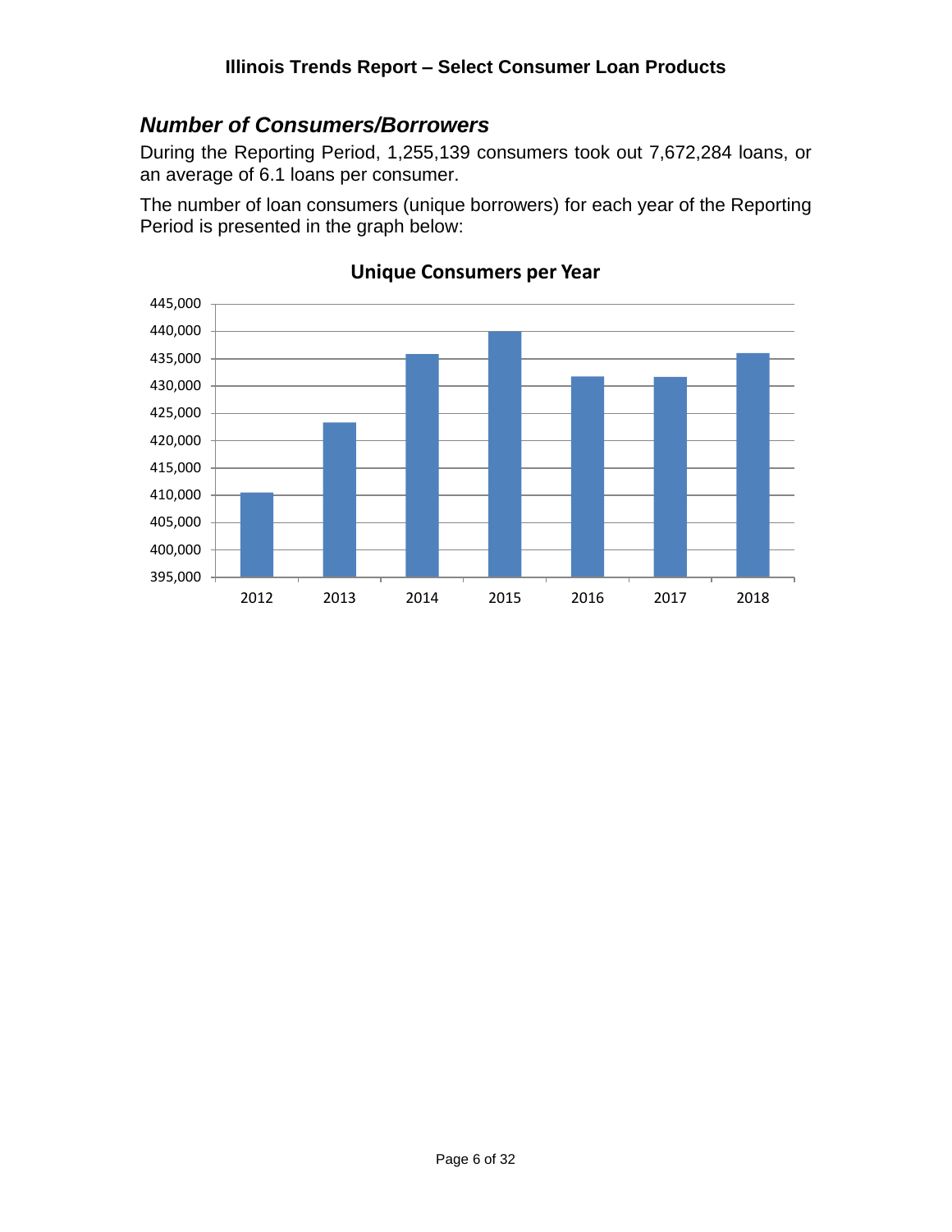## *Number of Consumers/Borrowers*

During the Reporting Period, 1,255,139 consumers took out 7,672,284 loans, or an average of 6.1 loans per consumer.

The number of loan consumers (unique borrowers) for each year of the Reporting Period is presented in the graph below:

**Unique Consumers per Year**

445,000
440,000
435,000
430,000
425,000
420,000
415,000
410,000
405,000
400,000
395,000

2012 2013 2014 2015 2016 2017 2018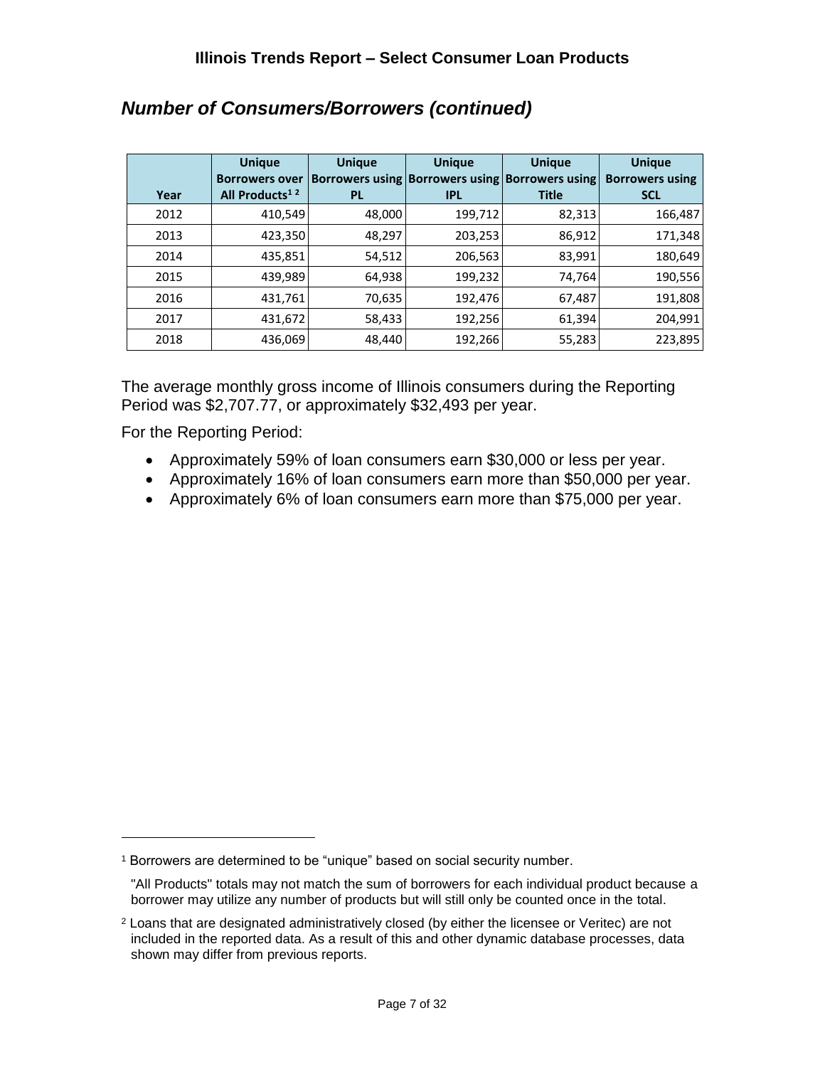## *Number of Consumers/Borrowers (continued)*

| Year | Unique Borrowers over All Products[1 2] | Unique Borrowers using PL | Unique Borrowers using IPL | Unique Borrowers using Title | Unique Borrowers using SCL |
|---|---|---|---|---|---|
| 2012 | 410,549 | 48,000 | 199,712 | 82,313 | 166,487 |
| 2013 | 423,350 | 48,297 | 203,253 | 86,912 | 171,348 |
| 2014 | 435,851 | 54,512 | 206,563 | 83,991 | 180,649 |
| 2015 | 439,989 | 64,938 | 199,232 | 74,764 | 190,556 |
| 2016 | 431,761 | 70,635 | 192,476 | 67,487 | 191,808 |
| 2017 | 431,672 | 58,433 | 192,256 | 61,394 | 204,991 |
| 2018 | 436,069 | 48,440 | 192,266 | 55,283 | 223,895 |

The average monthly gross income of Illinois consumers during the Reporting Period was $2,707.77, or approximately $32,493 per year.

For the Reporting Period:

- Approximately 59% of loan consumers earn $30,000 or less per year.
- Approximately 16% of loan consumers earn more than $50,000 per year.
- Approximately 6% of loan consumers earn more than $75,000 per year.

---

[1] Borrowers are determined to be "unique" based on social security number.

"All Products" totals may not match the sum of borrowers for each individual product because a borrower may utilize any number of products but will still only be counted once in the total.

[2] Loans that are designated administratively closed (by either the licensee or Veritec) are not included in the reported data. As a result of this and other dynamic database processes, data shown may differ from previous reports.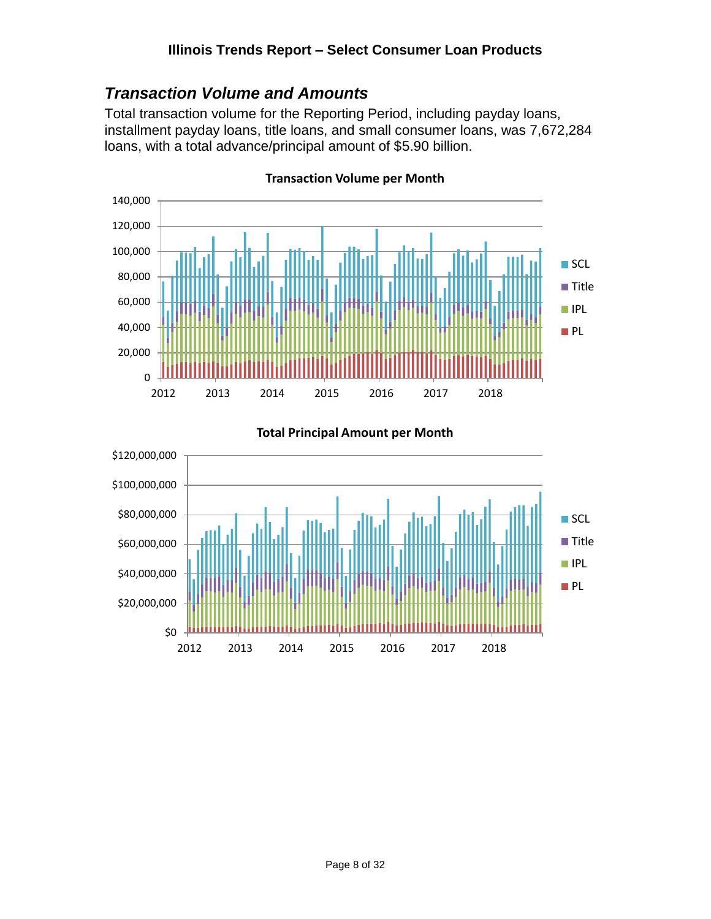## *Transaction Volume and Amounts*

Total transaction volume for the Reporting Period, including payday loans, installment payday loans, title loans, and small consumer loans, was 7,672,284 loans, with a total advance/principal amount of $5.90 billion.

**Transaction Volume per Month**

140,000
120,000
100,000
80,000
60,000
40,000
20,000
0

2012 2013 2014 2015 2016 2017 2018

SCL
Title
IPL
PL

**Total Principal Amount per Month**

$120,000,000
$100,000,000
$80,000,000
$60,000,000
$40,000,000
$20,000,000
$0

2012 2013 2014 2015 2016 2017 2018

SCL
Title
IPL
PL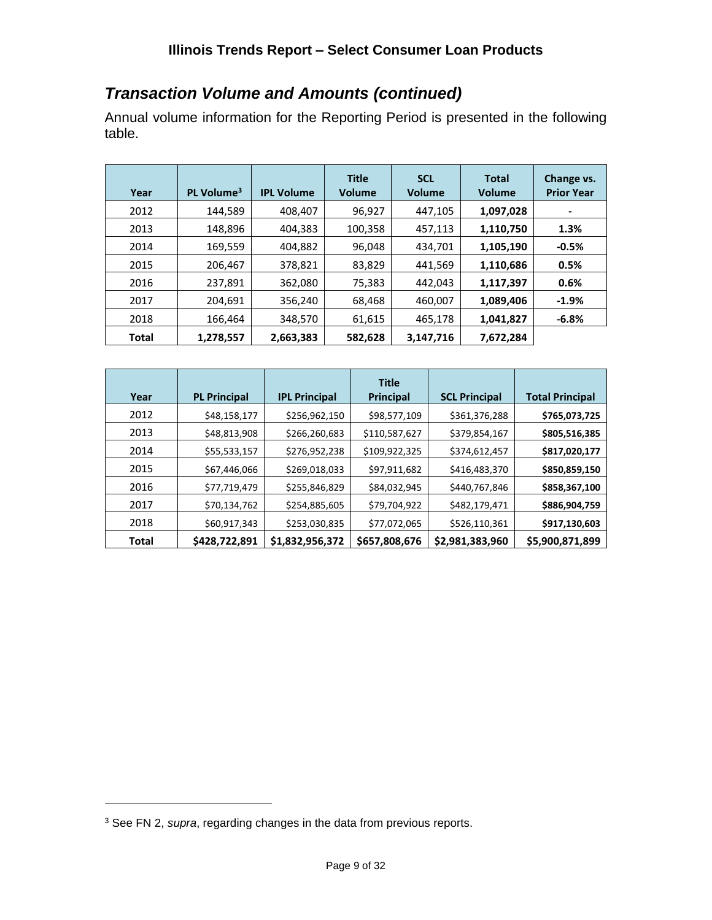## *Transaction Volume and Amounts (continued)*

Annual volume information for the Reporting Period is presented in the following table.

| Year | PL Volume[3] | IPL Volume | Title Volume | SCL Volume | Total Volume | Change vs. Prior Year |
|---|---|---|---|---|---|---|
| 2012 | 144,589 | 408,407 | 96,927 | 447,105 | **1,097,028** | **-** |
| 2013 | 148,896 | 404,383 | 100,358 | 457,113 | **1,110,750** | **1.3%** |
| 2014 | 169,559 | 404,882 | 96,048 | 434,701 | **1,105,190** | **-0.5%** |
| 2015 | 206,467 | 378,821 | 83,829 | 441,569 | **1,110,686** | **0.5%** |
| 2016 | 237,891 | 362,080 | 75,383 | 442,043 | **1,117,397** | **0.6%** |
| 2017 | 204,691 | 356,240 | 68,468 | 460,007 | **1,089,406** | **-1.9%** |
| 2018 | 166,464 | 348,570 | 61,615 | 465,178 | **1,041,827** | **-6.8%** |
| **Total** | **1,278,557** | **2,663,383** | **582,628** | **3,147,716** | **7,672,284** | |

| Year | PL Principal | IPL Principal | Title Principal | SCL Principal | Total Principal |
|---|---|---|---|---|---|
| 2012 | $48,158,177 | $256,962,150 | $98,577,109 | $361,376,288 | **$765,073,725** |
| 2013 | $48,813,908 | $266,260,683 | $110,587,627 | $379,854,167 | **$805,516,385** |
| 2014 | $55,533,157 | $276,952,238 | $109,922,325 | $374,612,457 | **$817,020,177** |
| 2015 | $67,446,066 | $269,018,033 | $97,911,682 | $416,483,370 | **$850,859,150** |
| 2016 | $77,719,479 | $255,846,829 | $84,032,945 | $440,767,846 | **$858,367,100** |
| 2017 | $70,134,762 | $254,885,605 | $79,704,922 | $482,179,471 | **$886,904,759** |
| 2018 | $60,917,343 | $253,030,835 | $77,072,065 | $526,110,361 | **$917,130,603** |
| **Total** | **$428,722,891** | **$1,832,956,372** | **$657,808,676** | **$2,981,383,960** | **$5,900,871,899** |

[3] See FN 2, *supra*, regarding changes in the data from previous reports.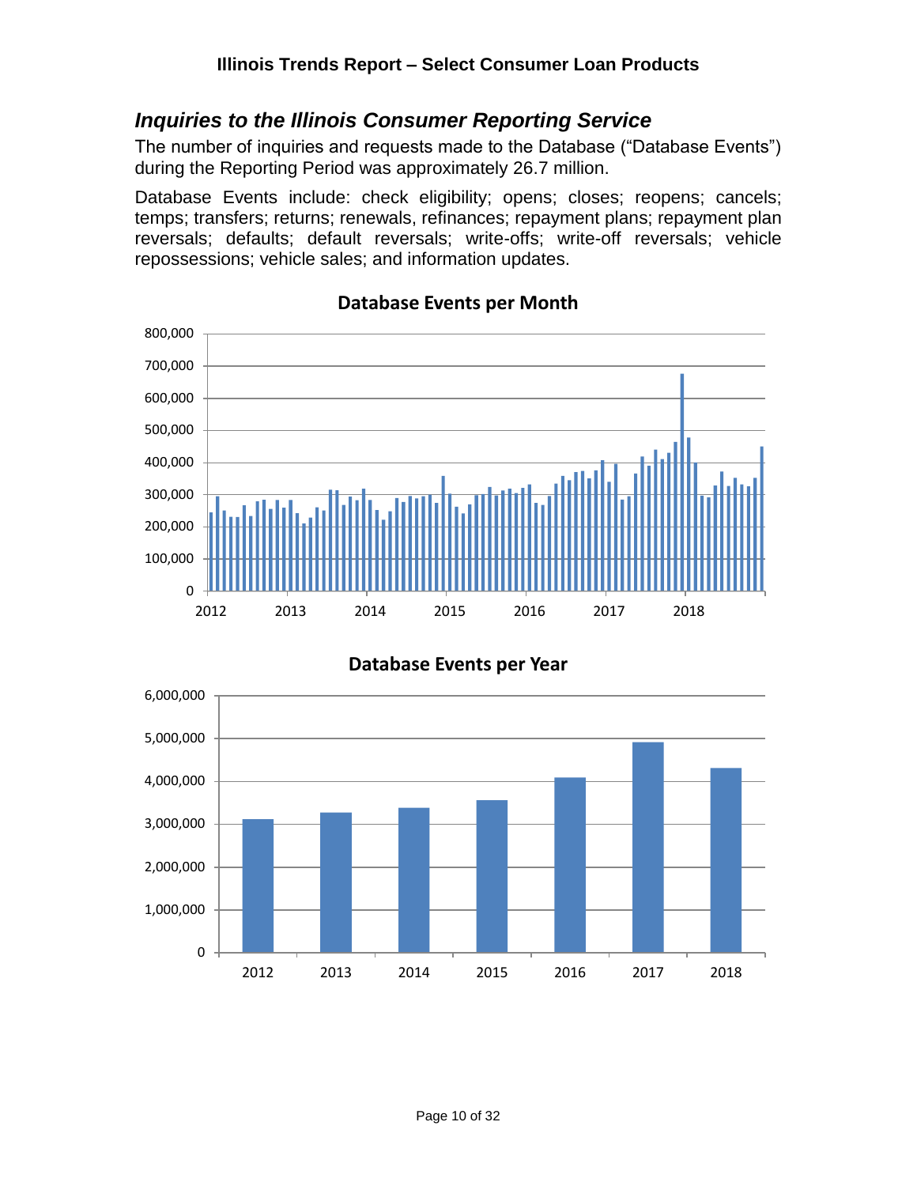## *Inquiries to the Illinois Consumer Reporting Service*

The number of inquiries and requests made to the Database ("Database Events") during the Reporting Period was approximately 26.7 million.

Database Events include: check eligibility; opens; closes; reopens; cancels; temps; transfers; returns; renewals, refinances; repayment plans; repayment plan reversals; defaults; default reversals; write-offs; write-off reversals; vehicle repossessions; vehicle sales; and information updates.

**Database Events per Month**

800,000
700,000
600,000
500,000
400,000
300,000
200,000
100,000
0

2012 2013 2014 2015 2016 2017 2018

**Database Events per Year**

6,000,000
5,000,000
4,000,000
3,000,000
2,000,000
1,000,000
0

2012 2013 2014 2015 2016 2017 2018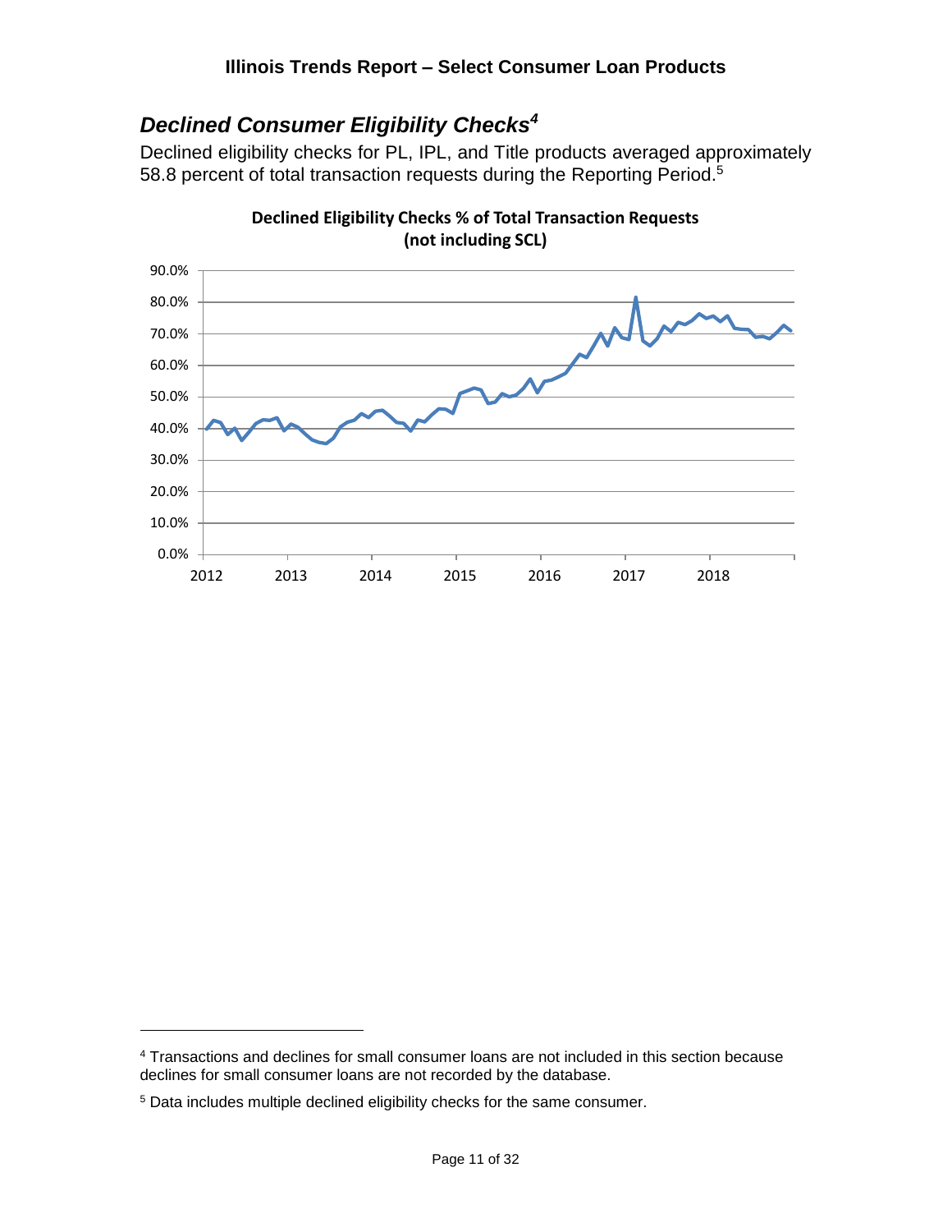## *Declined Consumer Eligibility Checks*[4]

Declined eligibility checks for PL, IPL, and Title products averaged approximately 58.8 percent of total transaction requests during the Reporting Period.[5]

**Declined Eligibility Checks % of Total Transaction Requests (not including SCL)**

90.0%
80.0%
70.0%
60.0%
50.0%
40.0%
30.0%
20.0%
10.0%
0.0%

2012 2013 2014 2015 2016 2017 2018

---

[4] Transactions and declines for small consumer loans are not included in this section because declines for small consumer loans are not recorded by the database.

[5] Data includes multiple declined eligibility checks for the same consumer.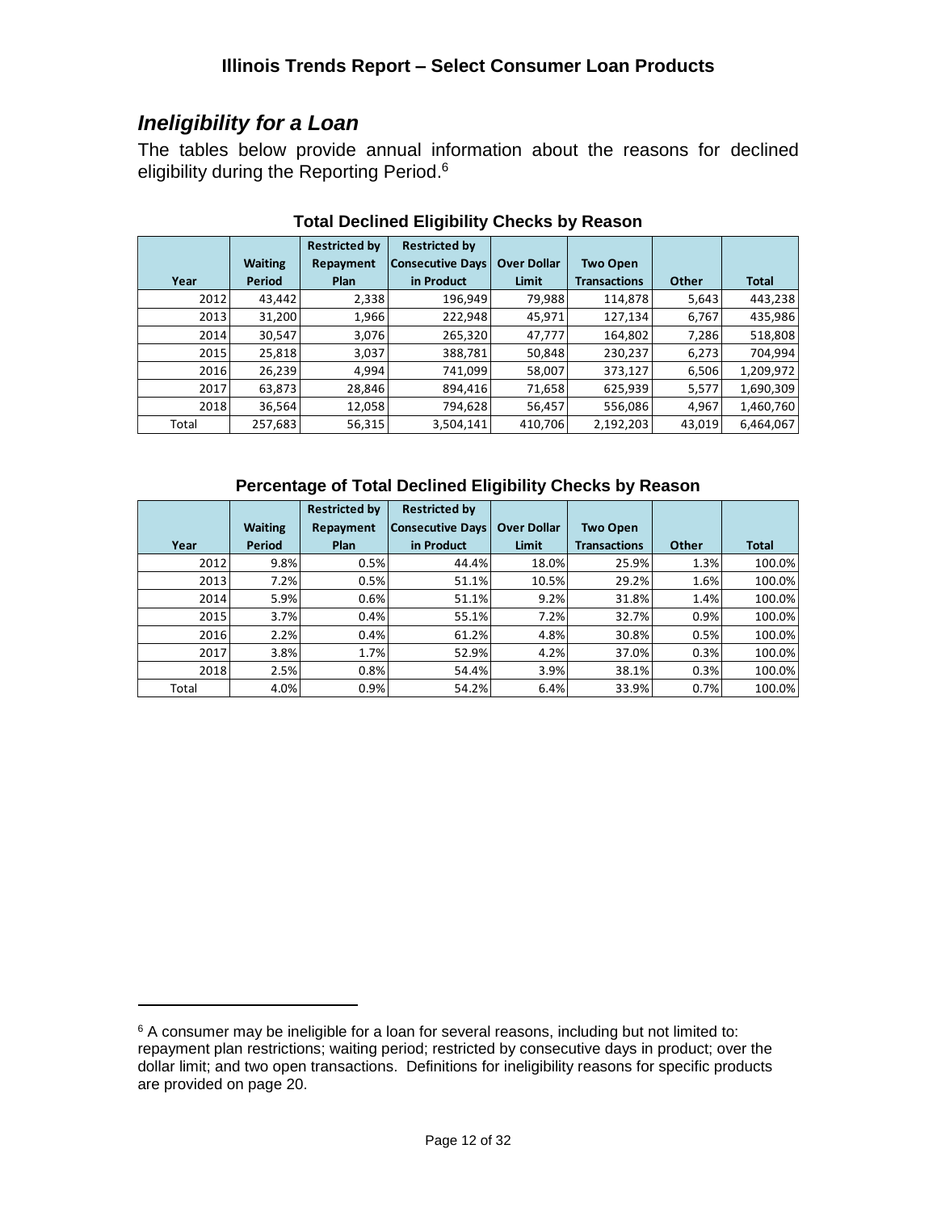## *Ineligibility for a Loan*

The tables below provide annual information about the reasons for declined eligibility during the Reporting Period.[6]

**Total Declined Eligibility Checks by Reason**

| Year | Waiting Period | Restricted by Repayment Plan | Restricted by Consecutive Days in Product | Over Dollar Limit | Two Open Transactions | Other | Total |
|---|---|---|---|---|---|---|---|
| 2012 | 43,442 | 2,338 | 196,949 | 79,988 | 114,878 | 5,643 | 443,238 |
| 2013 | 31,200 | 1,966 | 222,948 | 45,971 | 127,134 | 6,767 | 435,986 |
| 2014 | 30,547 | 3,076 | 265,320 | 47,777 | 164,802 | 7,286 | 518,808 |
| 2015 | 25,818 | 3,037 | 388,781 | 50,848 | 230,237 | 6,273 | 704,994 |
| 2016 | 26,239 | 4,994 | 741,099 | 58,007 | 373,127 | 6,506 | 1,209,972 |
| 2017 | 63,873 | 28,846 | 894,416 | 71,658 | 625,939 | 5,577 | 1,690,309 |
| 2018 | 36,564 | 12,058 | 794,628 | 56,457 | 556,086 | 4,967 | 1,460,760 |
| Total | 257,683 | 56,315 | 3,504,141 | 410,706 | 2,192,203 | 43,019 | 6,464,067 |

**Percentage of Total Declined Eligibility Checks by Reason**

| Year | Waiting Period | Restricted by Repayment Plan | Restricted by Consecutive Days in Product | Over Dollar Limit | Two Open Transactions | Other | Total |
|---|---|---|---|---|---|---|---|
| 2012 | 9.8% | 0.5% | 44.4% | 18.0% | 25.9% | 1.3% | 100.0% |
| 2013 | 7.2% | 0.5% | 51.1% | 10.5% | 29.2% | 1.6% | 100.0% |
| 2014 | 5.9% | 0.6% | 51.1% | 9.2% | 31.8% | 1.4% | 100.0% |
| 2015 | 3.7% | 0.4% | 55.1% | 7.2% | 32.7% | 0.9% | 100.0% |
| 2016 | 2.2% | 0.4% | 61.2% | 4.8% | 30.8% | 0.5% | 100.0% |
| 2017 | 3.8% | 1.7% | 52.9% | 4.2% | 37.0% | 0.3% | 100.0% |
| 2018 | 2.5% | 0.8% | 54.4% | 3.9% | 38.1% | 0.3% | 100.0% |
| Total | 4.0% | 0.9% | 54.2% | 6.4% | 33.9% | 0.7% | 100.0% |

---

[6] A consumer may be ineligible for a loan for several reasons, including but not limited to: repayment plan restrictions; waiting period; restricted by consecutive days in product; over the dollar limit; and two open transactions. Definitions for ineligibility reasons for specific products are provided on page 20.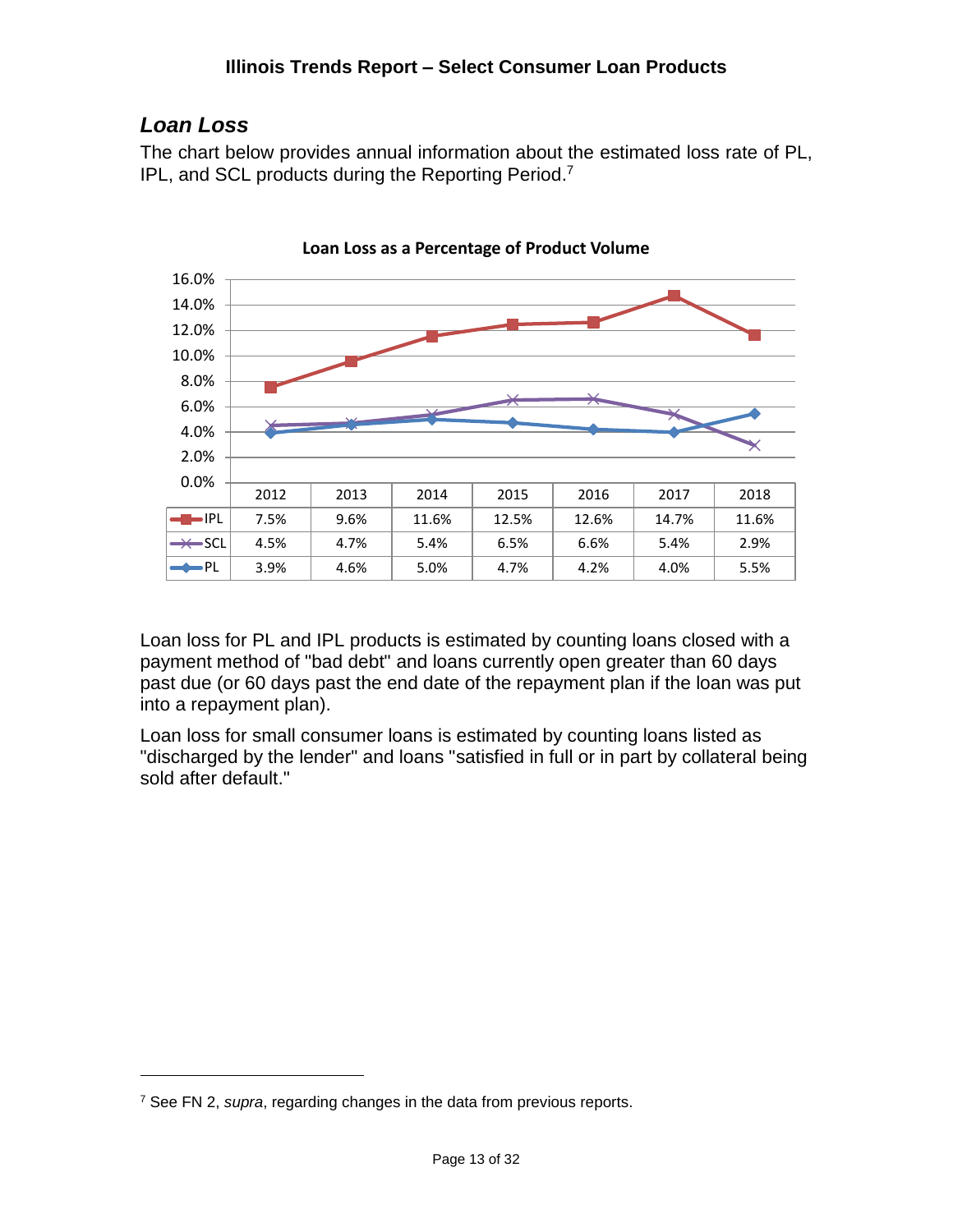## *Loan Loss*

The chart below provides annual information about the estimated loss rate of PL, IPL, and SCL products during the Reporting Period.[7]

Loan Loss as a Percentage of Product Volume

16.0%
14.0%
12.0%
10.0%
8.0%
6.0%
4.0%
2.0%
0.0%

2012 2013 2014 2015 2016 2017 2018

IPL 7.5% 9.6% 11.6% 12.5% 12.6% 14.7% 11.6%

SCL 4.5% 4.7% 5.4% 6.5% 6.6% 5.4% 2.9%

PL 3.9% 4.6% 5.0% 4.7% 4.2% 4.0% 5.5%

Loan loss for PL and IPL products is estimated by counting loans closed with a payment method of "bad debt" and loans currently open greater than 60 days past due (or 60 days past the end date of the repayment plan if the loan was put into a repayment plan).

Loan loss for small consumer loans is estimated by counting loans listed as "discharged by the lender" and loans "satisfied in full or in part by collateral being sold after default."

---

[7] See FN 2, *supra*, regarding changes in the data from previous reports.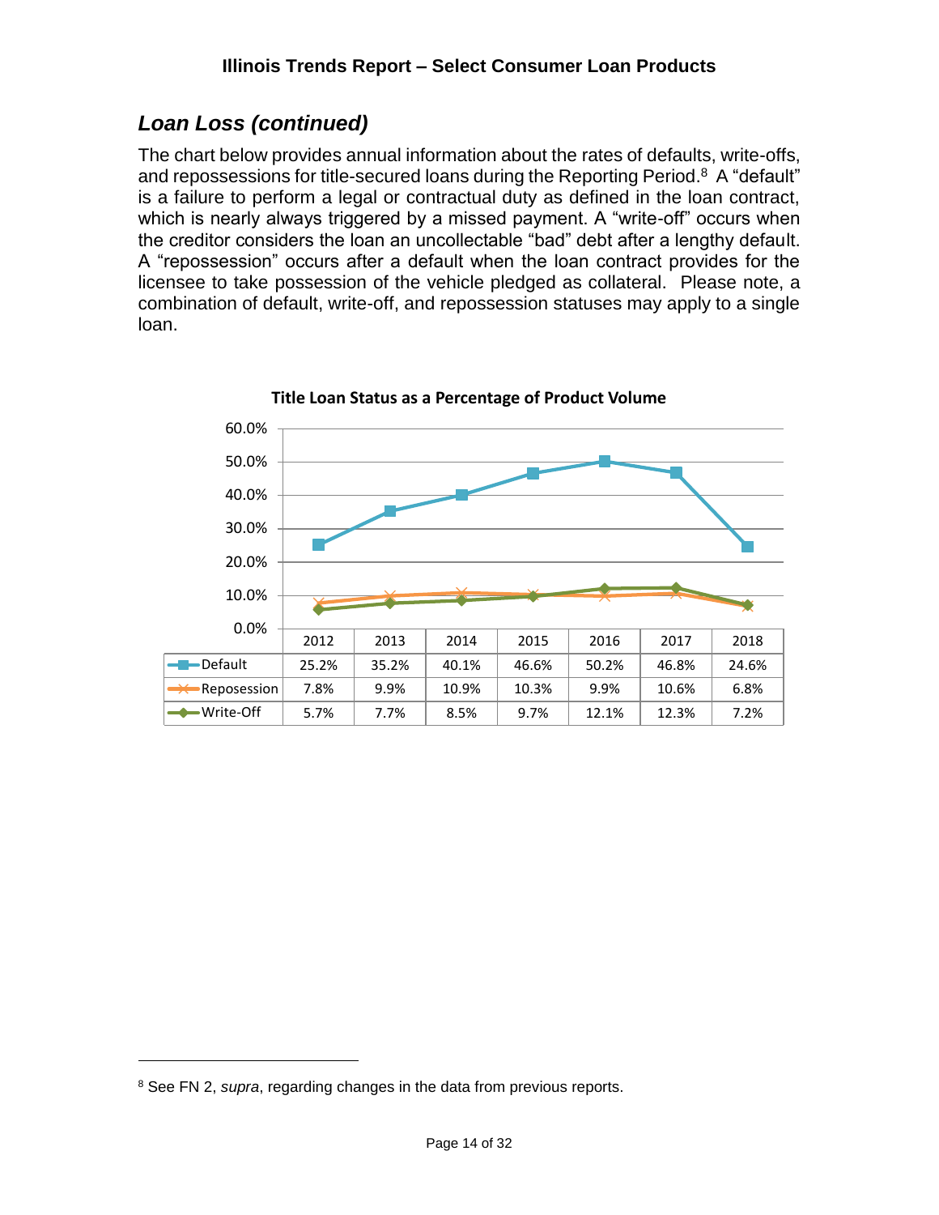## *Loan Loss (continued)*

The chart below provides annual information about the rates of defaults, write-offs, and repossessions for title-secured loans during the Reporting Period.[8] A "default" is a failure to perform a legal or contractual duty as defined in the loan contract, which is nearly always triggered by a missed payment. A "write-off" occurs when the creditor considers the loan an uncollectable "bad" debt after a lengthy default. A "repossession" occurs after a default when the loan contract provides for the licensee to take possession of the vehicle pledged as collateral. Please note, a combination of default, write-off, and repossession statuses may apply to a single loan.

**Title Loan Status as a Percentage of Product Volume**

60.0%
50.0%
40.0%
30.0%
20.0%
10.0%
0.0%

| | 2012 | 2013 | 2014 | 2015 | 2016 | 2017 | 2018 |
|---|---|---|---|---|---|---|---|
| Default | 25.2% | 35.2% | 40.1% | 46.6% | 50.2% | 46.8% | 24.6% |
| Reposession | 7.8% | 9.9% | 10.9% | 10.3% | 9.9% | 10.6% | 6.8% |
| Write-Off | 5.7% | 7.7% | 8.5% | 9.7% | 12.1% | 12.3% | 7.2% |

[8] See FN 2, *supra*, regarding changes in the data from previous reports.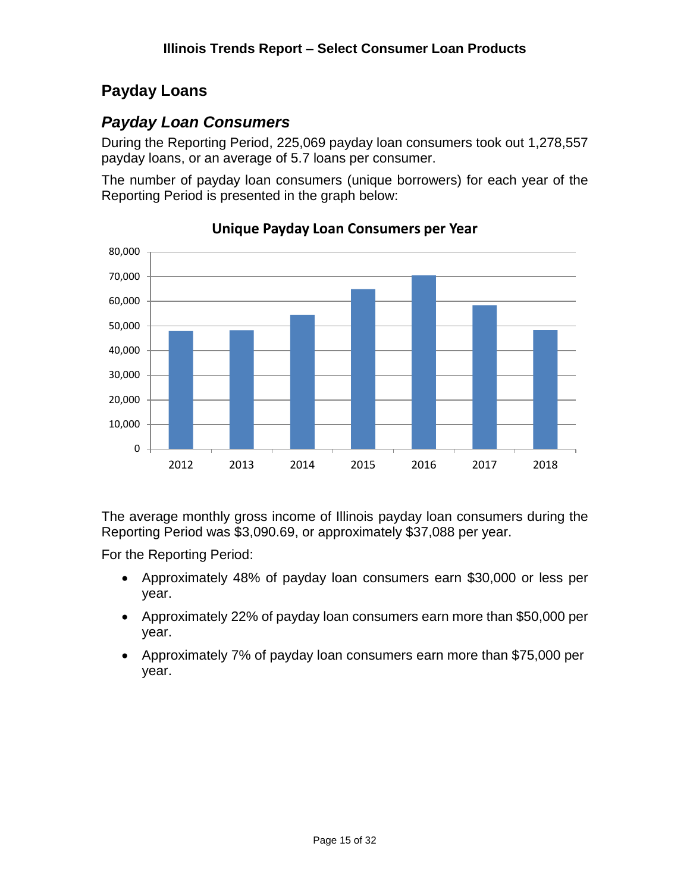## Payday Loans

### *Payday Loan Consumers*

During the Reporting Period, 225,069 payday loan consumers took out 1,278,557 payday loans, or an average of 5.7 loans per consumer.

The number of payday loan consumers (unique borrowers) for each year of the Reporting Period is presented in the graph below:

**Unique Payday Loan Consumers per Year**

80,000
70,000
60,000
50,000
40,000
30,000
20,000
10,000
0

2012 2013 2014 2015 2016 2017 2018

The average monthly gross income of Illinois payday loan consumers during the Reporting Period was $3,090.69, or approximately $37,088 per year.

For the Reporting Period:

- Approximately 48% of payday loan consumers earn $30,000 or less per year.
- Approximately 22% of payday loan consumers earn more than $50,000 per year.
- Approximately 7% of payday loan consumers earn more than $75,000 per year.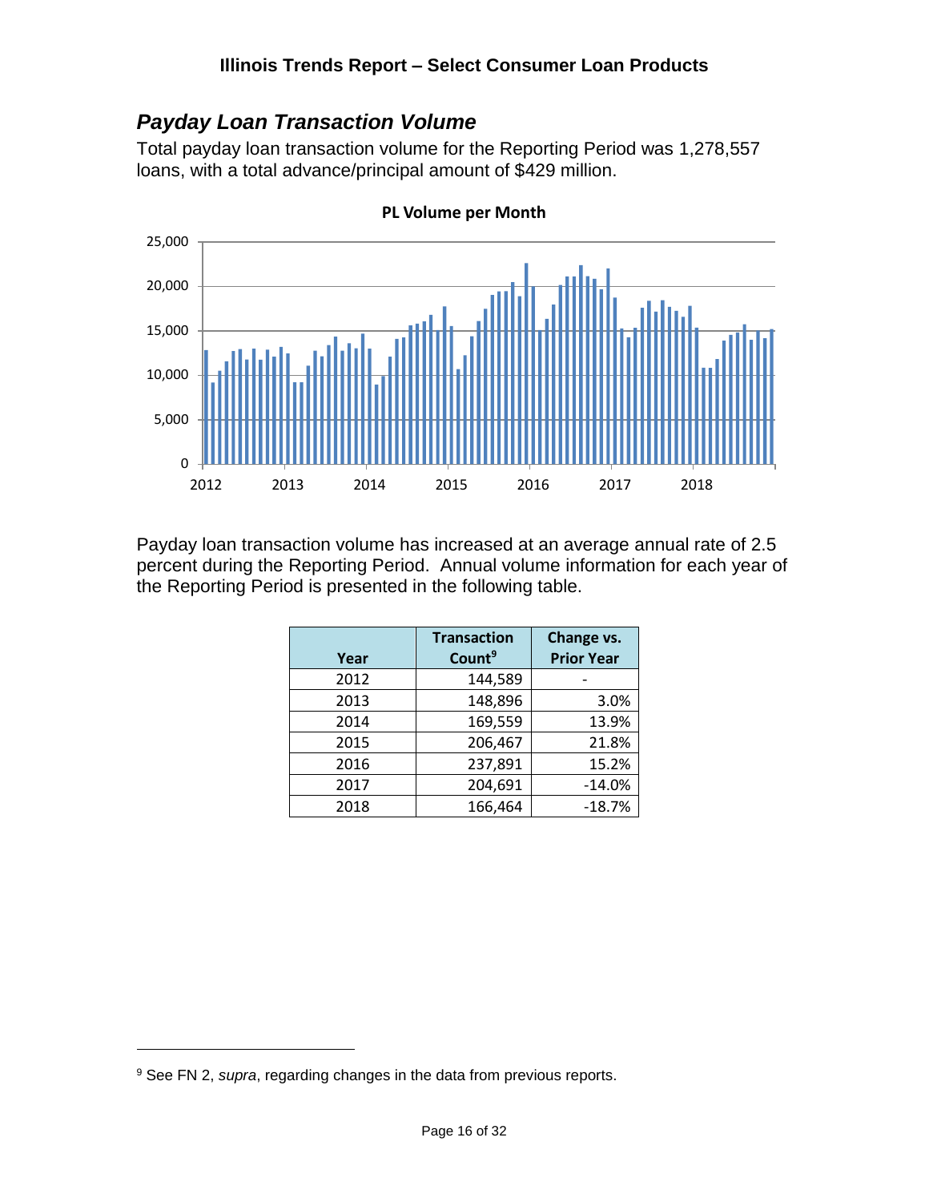## *Payday Loan Transaction Volume*

Total payday loan transaction volume for the Reporting Period was 1,278,557 loans, with a total advance/principal amount of $429 million.

**PL Volume per Month**

25,000
20,000
15,000
10,000
5,000
0

2012 2013 2014 2015 2016 2017 2018

Payday loan transaction volume has increased at an average annual rate of 2.5 percent during the Reporting Period. Annual volume information for each year of the Reporting Period is presented in the following table.

| Year | Transaction Count[9] | Change vs. Prior Year |
|---|---|---|
| 2012 | 144,589 | - |
| 2013 | 148,896 | 3.0% |
| 2014 | 169,559 | 13.9% |
| 2015 | 206,467 | 21.8% |
| 2016 | 237,891 | 15.2% |
| 2017 | 204,691 | -14.0% |
| 2018 | 166,464 | -18.7% |

[9] See FN 2, *supra*, regarding changes in the data from previous reports.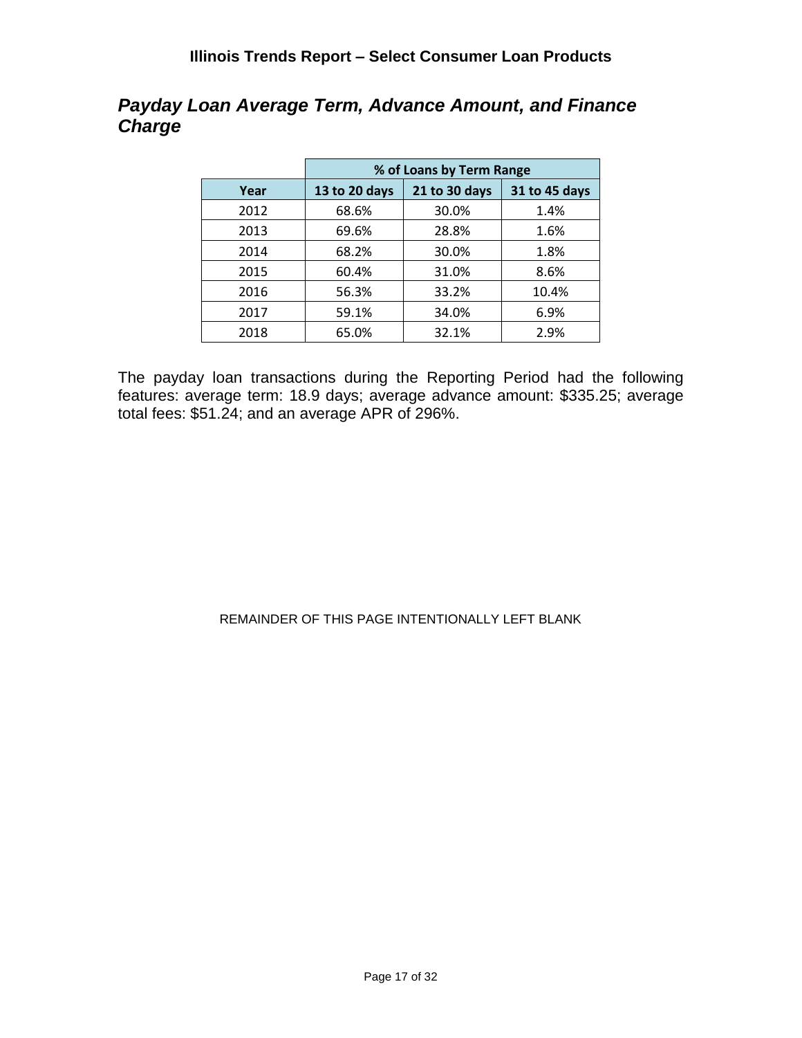## *Payday Loan Average Term, Advance Amount, and Finance Charge*

| | % of Loans by Term Range | | |
|---|---|---|---|
| Year | 13 to 20 days | 21 to 30 days | 31 to 45 days |
| 2012 | 68.6% | 30.0% | 1.4% |
| 2013 | 69.6% | 28.8% | 1.6% |
| 2014 | 68.2% | 30.0% | 1.8% |
| 2015 | 60.4% | 31.0% | 8.6% |
| 2016 | 56.3% | 33.2% | 10.4% |
| 2017 | 59.1% | 34.0% | 6.9% |
| 2018 | 65.0% | 32.1% | 2.9% |

The payday loan transactions during the Reporting Period had the following features: average term: 18.9 days; average advance amount: $335.25; average total fees: $51.24; and an average APR of 296%.

REMAINDER OF THIS PAGE INTENTIONALLY LEFT BLANK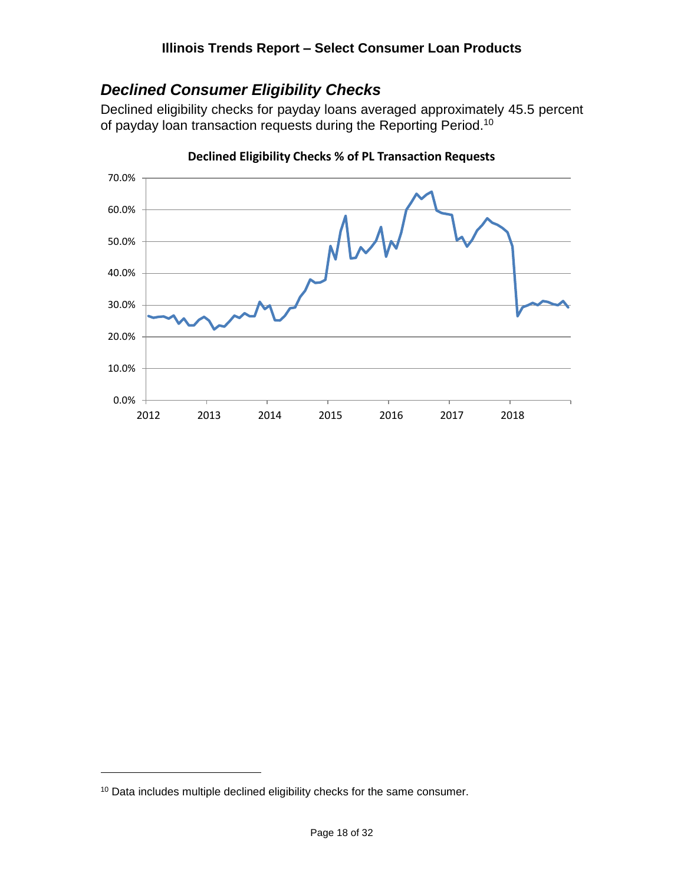## *Declined Consumer Eligibility Checks*

Declined eligibility checks for payday loans averaged approximately 45.5 percent of payday loan transaction requests during the Reporting Period.[10]

**Declined Eligibility Checks % of PL Transaction Requests**

70.0%
60.0%
50.0%
40.0%
30.0%
20.0%
10.0%
0.0%

2012 2013 2014 2015 2016 2017 2018

[10] Data includes multiple declined eligibility checks for the same consumer.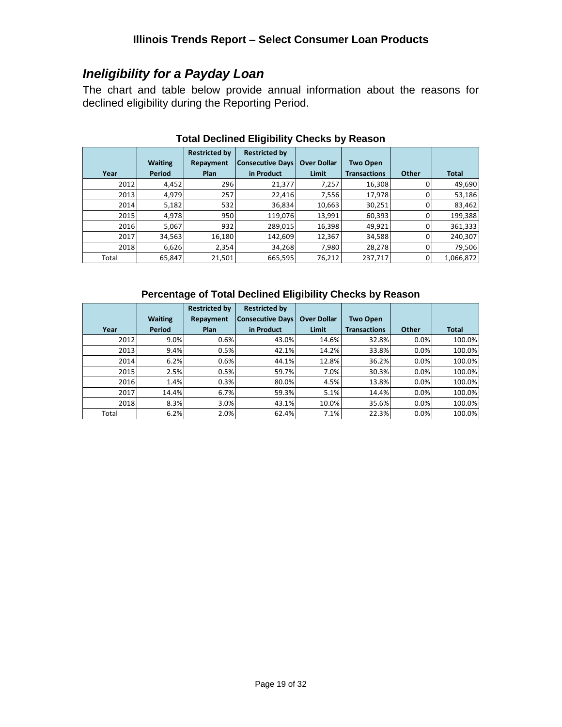## *Ineligibility for a Payday Loan*

The chart and table below provide annual information about the reasons for declined eligibility during the Reporting Period.

### Total Declined Eligibility Checks by Reason

| Year | Waiting Period | Restricted by Repayment Plan | Restricted by Consecutive Days in Product | Over Dollar Limit | Two Open Transactions | Other | Total |
|---|---|---|---|---|---|---|---|
| 2012 | 4,452 | 296 | 21,377 | 7,257 | 16,308 | 0 | 49,690 |
| 2013 | 4,979 | 257 | 22,416 | 7,556 | 17,978 | 0 | 53,186 |
| 2014 | 5,182 | 532 | 36,834 | 10,663 | 30,251 | 0 | 83,462 |
| 2015 | 4,978 | 950 | 119,076 | 13,991 | 60,393 | 0 | 199,388 |
| 2016 | 5,067 | 932 | 289,015 | 16,398 | 49,921 | 0 | 361,333 |
| 2017 | 34,563 | 16,180 | 142,609 | 12,367 | 34,588 | 0 | 240,307 |
| 2018 | 6,626 | 2,354 | 34,268 | 7,980 | 28,278 | 0 | 79,506 |
| Total | 65,847 | 21,501 | 665,595 | 76,212 | 237,717 | 0 | 1,066,872 |

### Percentage of Total Declined Eligibility Checks by Reason

| Year | Waiting Period | Restricted by Repayment Plan | Restricted by Consecutive Days in Product | Over Dollar Limit | Two Open Transactions | Other | Total |
|---|---|---|---|---|---|---|---|
| 2012 | 9.0% | 0.6% | 43.0% | 14.6% | 32.8% | 0.0% | 100.0% |
| 2013 | 9.4% | 0.5% | 42.1% | 14.2% | 33.8% | 0.0% | 100.0% |
| 2014 | 6.2% | 0.6% | 44.1% | 12.8% | 36.2% | 0.0% | 100.0% |
| 2015 | 2.5% | 0.5% | 59.7% | 7.0% | 30.3% | 0.0% | 100.0% |
| 2016 | 1.4% | 0.3% | 80.0% | 4.5% | 13.8% | 0.0% | 100.0% |
| 2017 | 14.4% | 6.7% | 59.3% | 5.1% | 14.4% | 0.0% | 100.0% |
| 2018 | 8.3% | 3.0% | 43.1% | 10.0% | 35.6% | 0.0% | 100.0% |
| Total | 6.2% | 2.0% | 62.4% | 7.1% | 22.3% | 0.0% | 100.0% |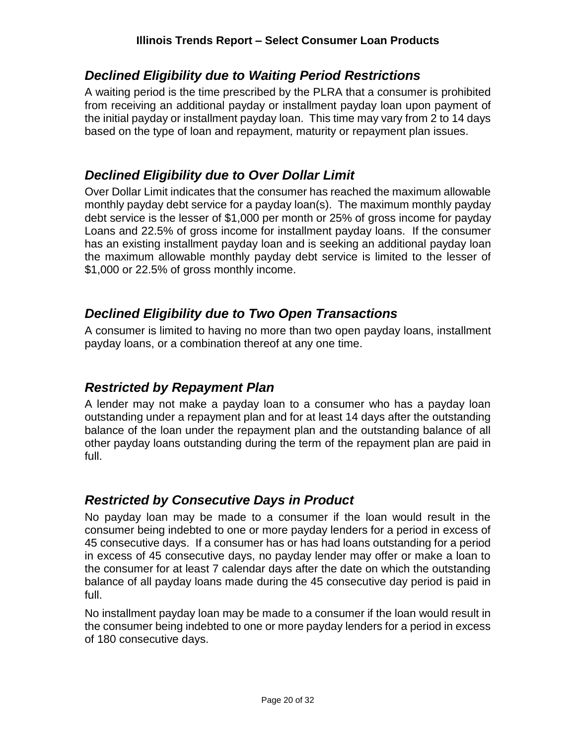## *Declined Eligibility due to Waiting Period Restrictions*

A waiting period is the time prescribed by the PLRA that a consumer is prohibited from receiving an additional payday or installment payday loan upon payment of the initial payday or installment payday loan. This time may vary from 2 to 14 days based on the type of loan and repayment, maturity or repayment plan issues.

## *Declined Eligibility due to Over Dollar Limit*

Over Dollar Limit indicates that the consumer has reached the maximum allowable monthly payday debt service for a payday loan(s). The maximum monthly payday debt service is the lesser of $1,000 per month or 25% of gross income for payday Loans and 22.5% of gross income for installment payday loans. If the consumer has an existing installment payday loan and is seeking an additional payday loan the maximum allowable monthly payday debt service is limited to the lesser of $1,000 or 22.5% of gross monthly income.

## *Declined Eligibility due to Two Open Transactions*

A consumer is limited to having no more than two open payday loans, installment payday loans, or a combination thereof at any one time.

## *Restricted by Repayment Plan*

A lender may not make a payday loan to a consumer who has a payday loan outstanding under a repayment plan and for at least 14 days after the outstanding balance of the loan under the repayment plan and the outstanding balance of all other payday loans outstanding during the term of the repayment plan are paid in full.

## *Restricted by Consecutive Days in Product*

No payday loan may be made to a consumer if the loan would result in the consumer being indebted to one or more payday lenders for a period in excess of 45 consecutive days. If a consumer has or has had loans outstanding for a period in excess of 45 consecutive days, no payday lender may offer or make a loan to the consumer for at least 7 calendar days after the date on which the outstanding balance of all payday loans made during the 45 consecutive day period is paid in full.

No installment payday loan may be made to a consumer if the loan would result in the consumer being indebted to one or more payday lenders for a period in excess of 180 consecutive days.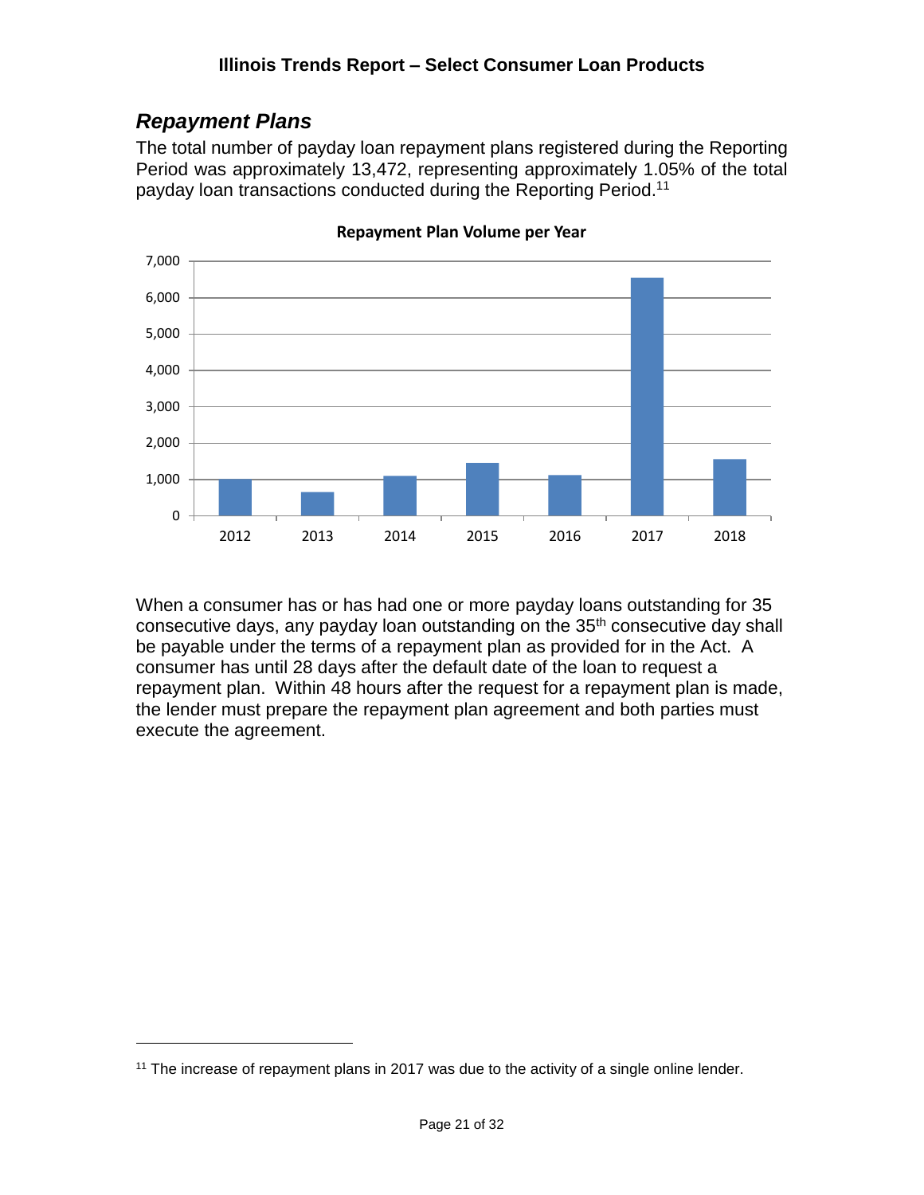## *Repayment Plans*

The total number of payday loan repayment plans registered during the Reporting Period was approximately 13,472, representing approximately 1.05% of the total payday loan transactions conducted during the Reporting Period.[11]

**Repayment Plan Volume per Year**

7,000
6,000
5,000
4,000
3,000
2,000
1,000
0

2012 2013 2014 2015 2016 2017 2018

When a consumer has or has had one or more payday loans outstanding for 35 consecutive days, any payday loan outstanding on the 35th consecutive day shall be payable under the terms of a repayment plan as provided for in the Act. A consumer has until 28 days after the default date of the loan to request a repayment plan. Within 48 hours after the request for a repayment plan is made, the lender must prepare the repayment plan agreement and both parties must execute the agreement.

---

[11] The increase of repayment plans in 2017 was due to the activity of a single online lender.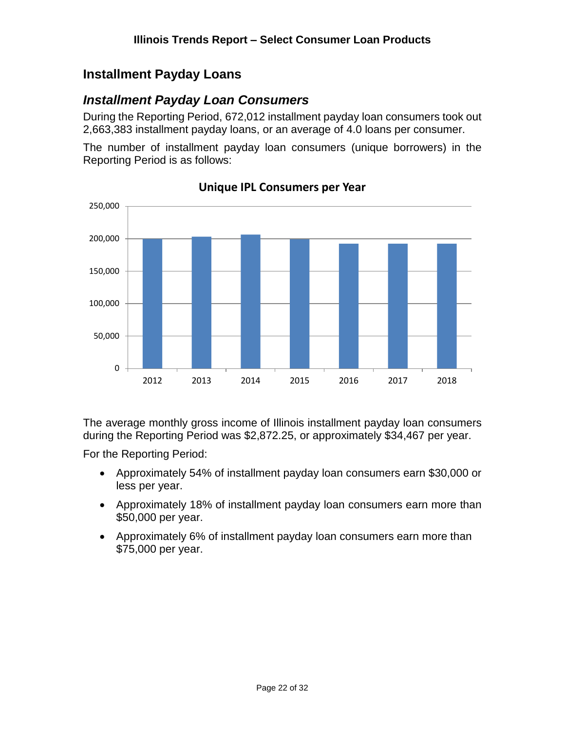## Installment Payday Loans

### *Installment Payday Loan Consumers*

During the Reporting Period, 672,012 installment payday loan consumers took out 2,663,383 installment payday loans, or an average of 4.0 loans per consumer.

The number of installment payday loan consumers (unique borrowers) in the Reporting Period is as follows:

**Unique IPL Consumers per Year**

250,000
200,000
150,000
100,000
50,000
0

2012
2013
2014
2015
2016
2017
2018

The average monthly gross income of Illinois installment payday loan consumers during the Reporting Period was $2,872.25, or approximately $34,467 per year.

For the Reporting Period:

- Approximately 54% of installment payday loan consumers earn $30,000 or less per year.
- Approximately 18% of installment payday loan consumers earn more than $50,000 per year.
- Approximately 6% of installment payday loan consumers earn more than $75,000 per year.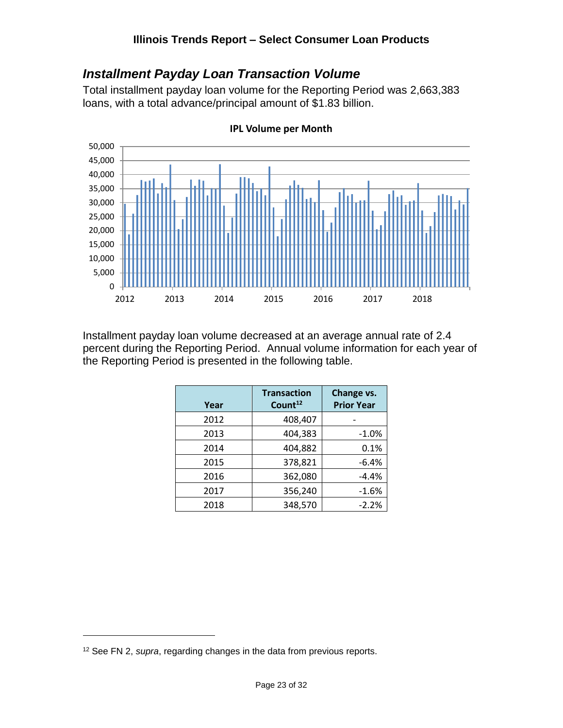## *Installment Payday Loan Transaction Volume*

Total installment payday loan volume for the Reporting Period was 2,663,383 loans, with a total advance/principal amount of $1.83 billion.

**IPL Volume per Month**

50,000
45,000
40,000
35,000
30,000
25,000
20,000
15,000
10,000
5,000
0

2012 2013 2014 2015 2016 2017 2018

Installment payday loan volume decreased at an average annual rate of 2.4 percent during the Reporting Period. Annual volume information for each year of the Reporting Period is presented in the following table.

| Year | Transaction Count[12] | Change vs. Prior Year |
|---|---|---|
| 2012 | 408,407 | - |
| 2013 | 404,383 | -1.0% |
| 2014 | 404,882 | 0.1% |
| 2015 | 378,821 | -6.4% |
| 2016 | 362,080 | -4.4% |
| 2017 | 356,240 | -1.6% |
| 2018 | 348,570 | -2.2% |

[12] See FN 2, *supra*, regarding changes in the data from previous reports.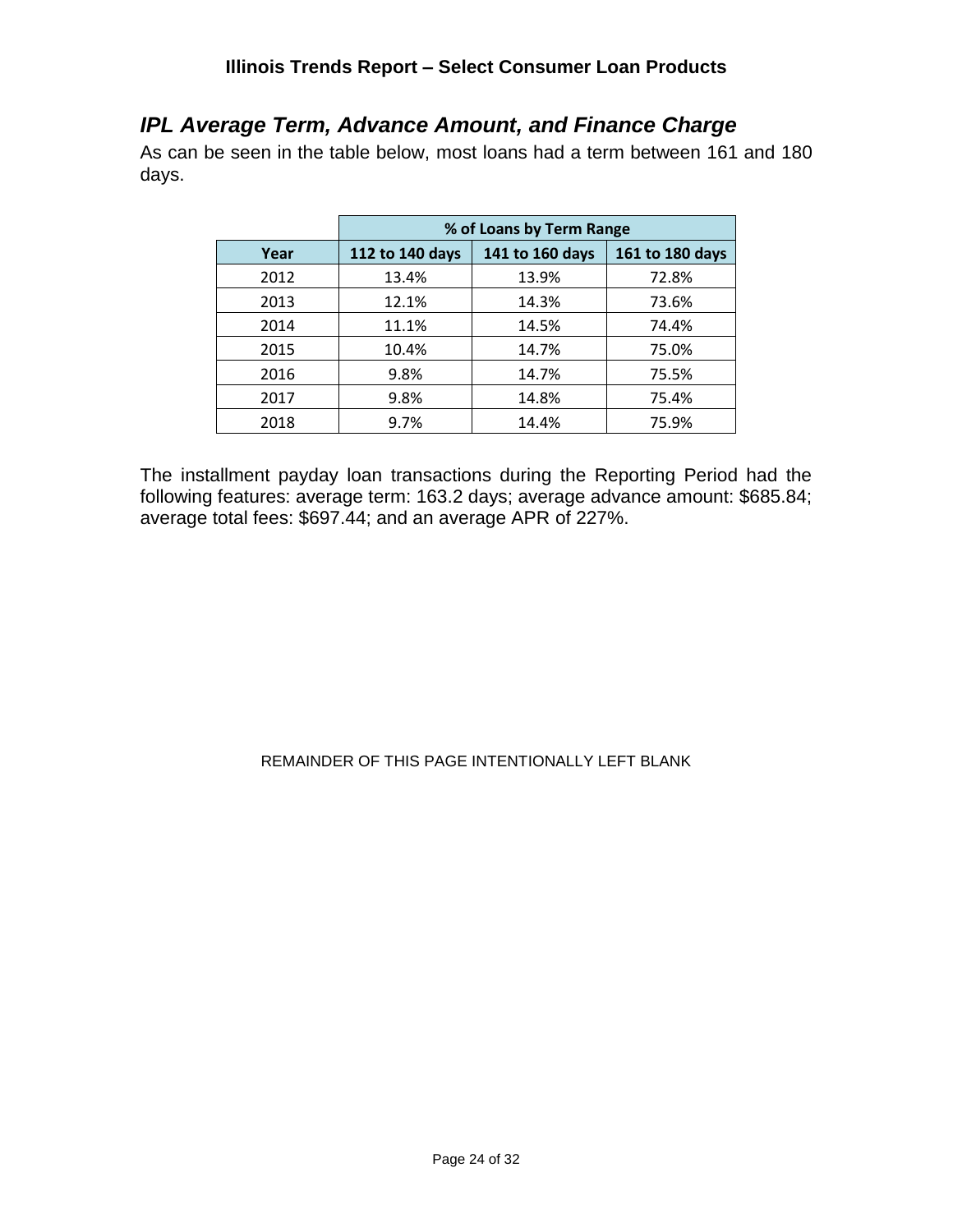## IPL Average Term, Advance Amount, and Finance Charge

As can be seen in the table below, most loans had a term between 161 and 180 days.

| | % of Loans by Term Range | | |
|---|---|---|---|
| Year | 112 to 140 days | 141 to 160 days | 161 to 180 days |
| 2012 | 13.4% | 13.9% | 72.8% |
| 2013 | 12.1% | 14.3% | 73.6% |
| 2014 | 11.1% | 14.5% | 74.4% |
| 2015 | 10.4% | 14.7% | 75.0% |
| 2016 | 9.8% | 14.7% | 75.5% |
| 2017 | 9.8% | 14.8% | 75.4% |
| 2018 | 9.7% | 14.4% | 75.9% |

The installment payday loan transactions during the Reporting Period had the following features: average term: 163.2 days; average advance amount: $685.84; average total fees: $697.44; and an average APR of 227%.

REMAINDER OF THIS PAGE INTENTIONALLY LEFT BLANK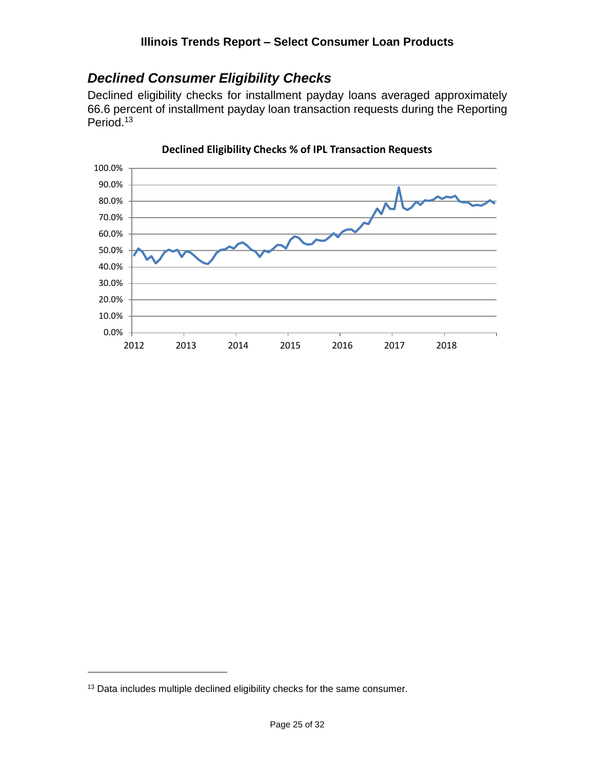## *Declined Consumer Eligibility Checks*

Declined eligibility checks for installment payday loans averaged approximately 66.6 percent of installment payday loan transaction requests during the Reporting Period.[13]

**Declined Eligibility Checks % of IPL Transaction Requests**

100.0%
90.0%
80.0%
70.0%
60.0%
50.0%
40.0%
30.0%
20.0%
10.0%
0.0%

2012 2013 2014 2015 2016 2017 2018

[13] Data includes multiple declined eligibility checks for the same consumer.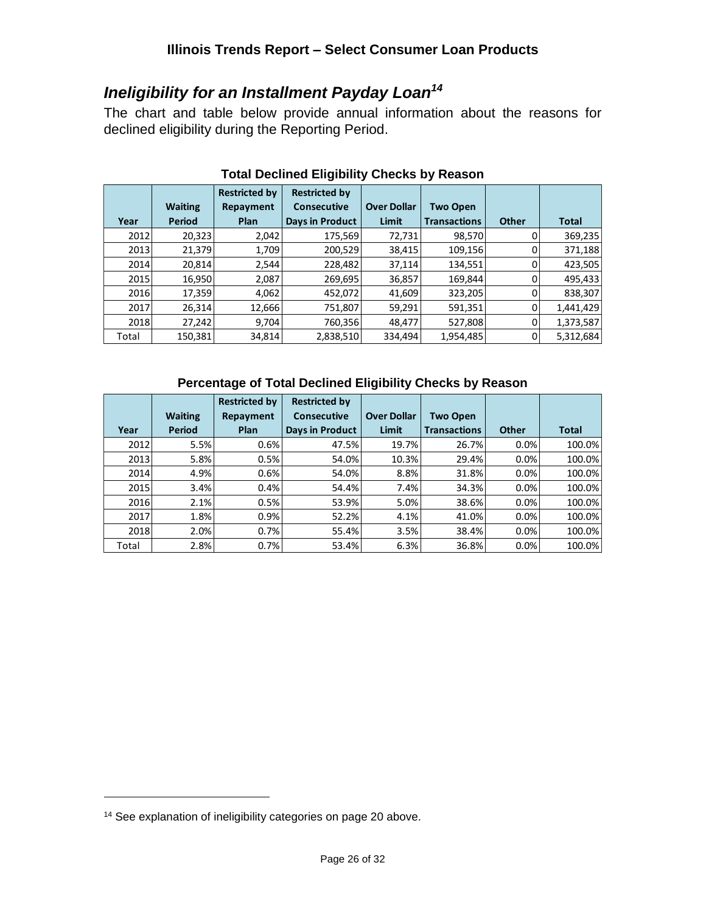## *Ineligibility for an Installment Payday Loan*[14]

The chart and table below provide annual information about the reasons for declined eligibility during the Reporting Period.

**Total Declined Eligibility Checks by Reason**

| Year | Waiting Period | Restricted by Repayment Plan | Restricted by Consecutive Days in Product | Over Dollar Limit | Two Open Transactions | Other | Total |
|---|---|---|---|---|---|---|---|
| 2012 | 20,323 | 2,042 | 175,569 | 72,731 | 98,570 | 0 | 369,235 |
| 2013 | 21,379 | 1,709 | 200,529 | 38,415 | 109,156 | 0 | 371,188 |
| 2014 | 20,814 | 2,544 | 228,482 | 37,114 | 134,551 | 0 | 423,505 |
| 2015 | 16,950 | 2,087 | 269,695 | 36,857 | 169,844 | 0 | 495,433 |
| 2016 | 17,359 | 4,062 | 452,072 | 41,609 | 323,205 | 0 | 838,307 |
| 2017 | 26,314 | 12,666 | 751,807 | 59,291 | 591,351 | 0 | 1,441,429 |
| 2018 | 27,242 | 9,704 | 760,356 | 48,477 | 527,808 | 0 | 1,373,587 |
| Total | 150,381 | 34,814 | 2,838,510 | 334,494 | 1,954,485 | 0 | 5,312,684 |

**Percentage of Total Declined Eligibility Checks by Reason**

| Year | Waiting Period | Restricted by Repayment Plan | Restricted by Consecutive Days in Product | Over Dollar Limit | Two Open Transactions | Other | Total |
|---|---|---|---|---|---|---|---|
| 2012 | 5.5% | 0.6% | 47.5% | 19.7% | 26.7% | 0.0% | 100.0% |
| 2013 | 5.8% | 0.5% | 54.0% | 10.3% | 29.4% | 0.0% | 100.0% |
| 2014 | 4.9% | 0.6% | 54.0% | 8.8% | 31.8% | 0.0% | 100.0% |
| 2015 | 3.4% | 0.4% | 54.4% | 7.4% | 34.3% | 0.0% | 100.0% |
| 2016 | 2.1% | 0.5% | 53.9% | 5.0% | 38.6% | 0.0% | 100.0% |
| 2017 | 1.8% | 0.9% | 52.2% | 4.1% | 41.0% | 0.0% | 100.0% |
| 2018 | 2.0% | 0.7% | 55.4% | 3.5% | 38.4% | 0.0% | 100.0% |
| Total | 2.8% | 0.7% | 53.4% | 6.3% | 36.8% | 0.0% | 100.0% |

[14] See explanation of ineligibility categories on page 20 above.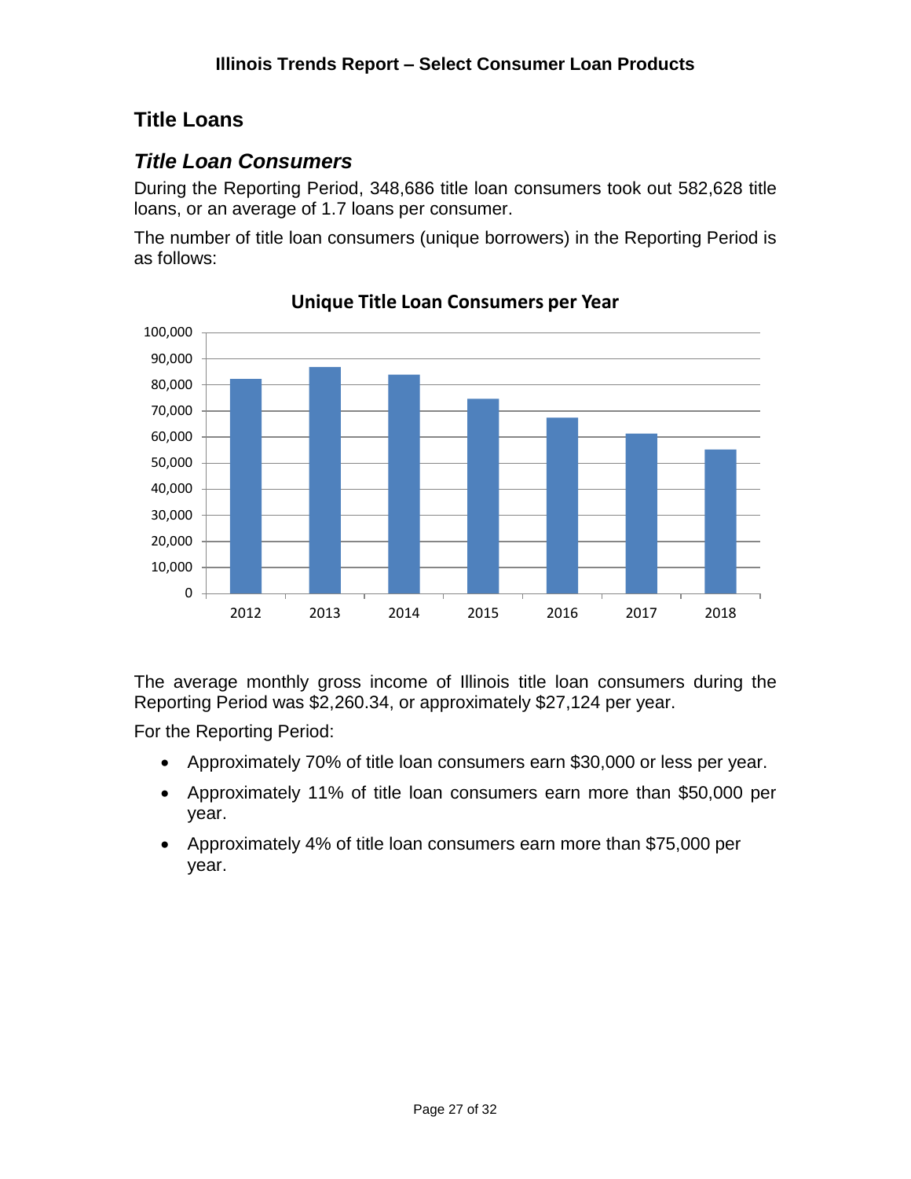## Title Loans

### *Title Loan Consumers*

During the Reporting Period, 348,686 title loan consumers took out 582,628 title loans, or an average of 1.7 loans per consumer.

The number of title loan consumers (unique borrowers) in the Reporting Period is as follows:

**Unique Title Loan Consumers per Year**

100,000
90,000
80,000
70,000
60,000
50,000
40,000
30,000
20,000
10,000
0

2012
2013
2014
2015
2016
2017
2018

The average monthly gross income of Illinois title loan consumers during the Reporting Period was $2,260.34, or approximately $27,124 per year.

For the Reporting Period:

- Approximately 70% of title loan consumers earn $30,000 or less per year.
- Approximately 11% of title loan consumers earn more than $50,000 per year.
- Approximately 4% of title loan consumers earn more than $75,000 per year.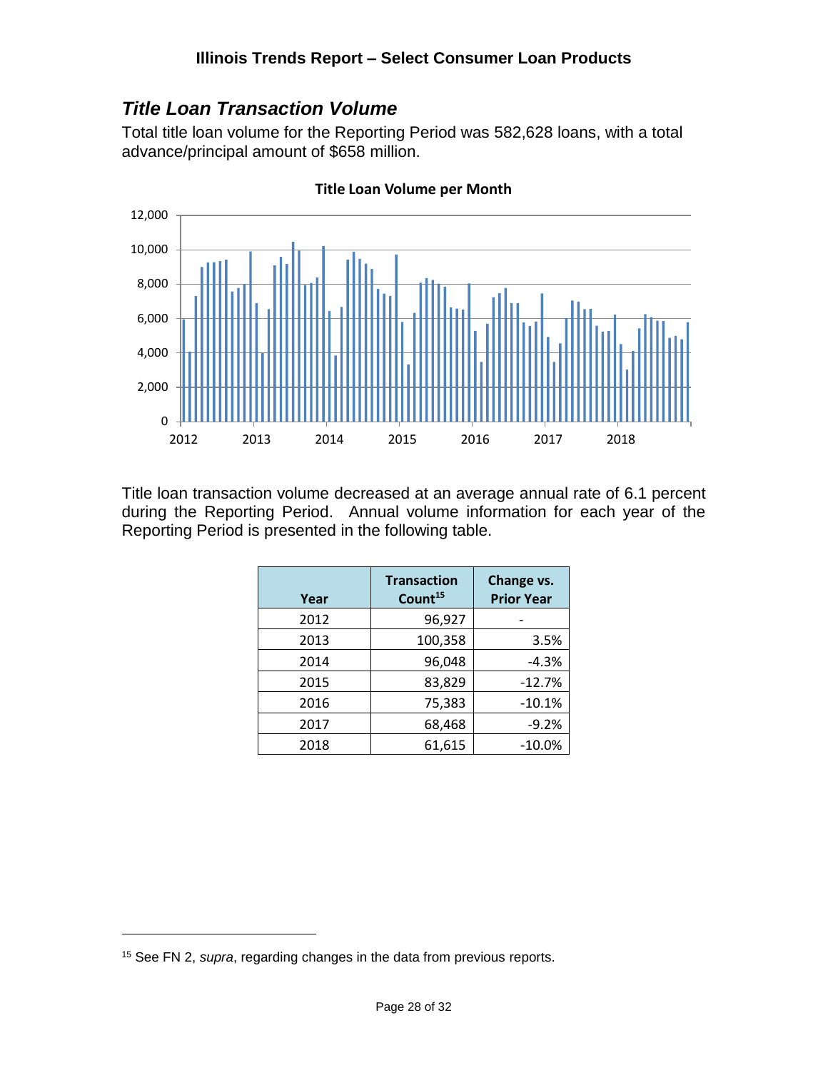## *Title Loan Transaction Volume*

Total title loan volume for the Reporting Period was 582,628 loans, with a total advance/principal amount of $658 million.

Title Loan Volume per Month

12,000
10,000
8,000
6,000
4,000
2,000
0

2012 2013 2014 2015 2016 2017 2018

Title loan transaction volume decreased at an average annual rate of 6.1 percent during the Reporting Period. Annual volume information for each year of the Reporting Period is presented in the following table.

| Year | Transaction Count[15] | Change vs. Prior Year |
|---|---|---|
| 2012 | 96,927 | - |
| 2013 | 100,358 | 3.5% |
| 2014 | 96,048 | -4.3% |
| 2015 | 83,829 | -12.7% |
| 2016 | 75,383 | -10.1% |
| 2017 | 68,468 | -9.2% |
| 2018 | 61,615 | -10.0% |

[15] See FN 2, *supra*, regarding changes in the data from previous reports.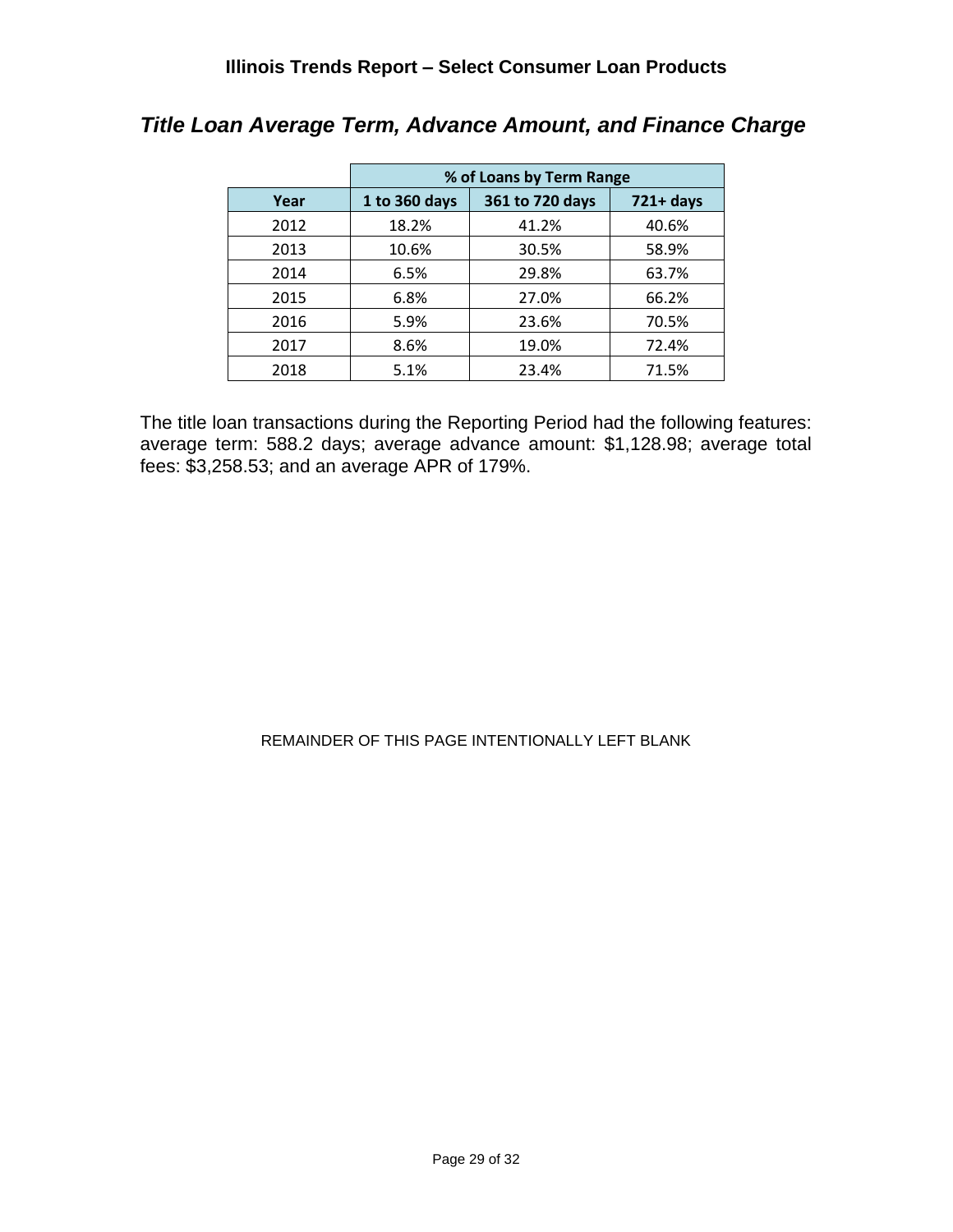## *Title Loan Average Term, Advance Amount, and Finance Charge*

| | % of Loans by Term Range | | |
|---|---|---|---|
| Year | 1 to 360 days | 361 to 720 days | 721+ days |
| 2012 | 18.2% | 41.2% | 40.6% |
| 2013 | 10.6% | 30.5% | 58.9% |
| 2014 | 6.5% | 29.8% | 63.7% |
| 2015 | 6.8% | 27.0% | 66.2% |
| 2016 | 5.9% | 23.6% | 70.5% |
| 2017 | 8.6% | 19.0% | 72.4% |
| 2018 | 5.1% | 23.4% | 71.5% |

The title loan transactions during the Reporting Period had the following features: average term: 588.2 days; average advance amount: $1,128.98; average total fees: $3,258.53; and an average APR of 179%.

REMAINDER OF THIS PAGE INTENTIONALLY LEFT BLANK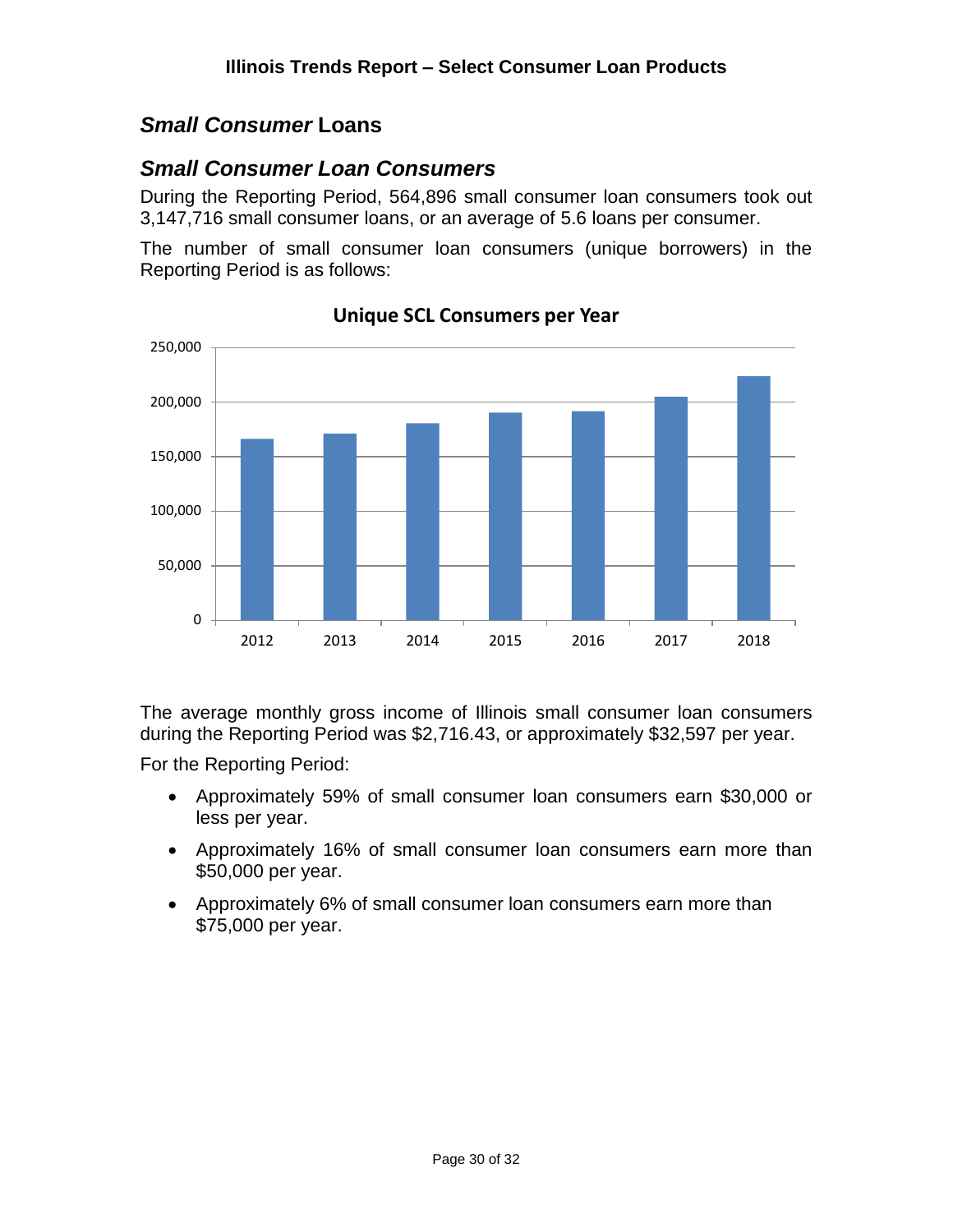# *Small Consumer* Loans

## *Small Consumer Loan Consumers*

During the Reporting Period, 564,896 small consumer loan consumers took out 3,147,716 small consumer loans, or an average of 5.6 loans per consumer.

The number of small consumer loan consumers (unique borrowers) in the Reporting Period is as follows:

Unique SCL Consumers per Year

250,000
200,000
150,000
100,000
50,000
0

2012
2013
2014
2015
2016
2017
2018

The average monthly gross income of Illinois small consumer loan consumers during the Reporting Period was $2,716.43, or approximately $32,597 per year.

For the Reporting Period:

- Approximately 59% of small consumer loan consumers earn $30,000 or less per year.
- Approximately 16% of small consumer loan consumers earn more than $50,000 per year.
- Approximately 6% of small consumer loan consumers earn more than $75,000 per year.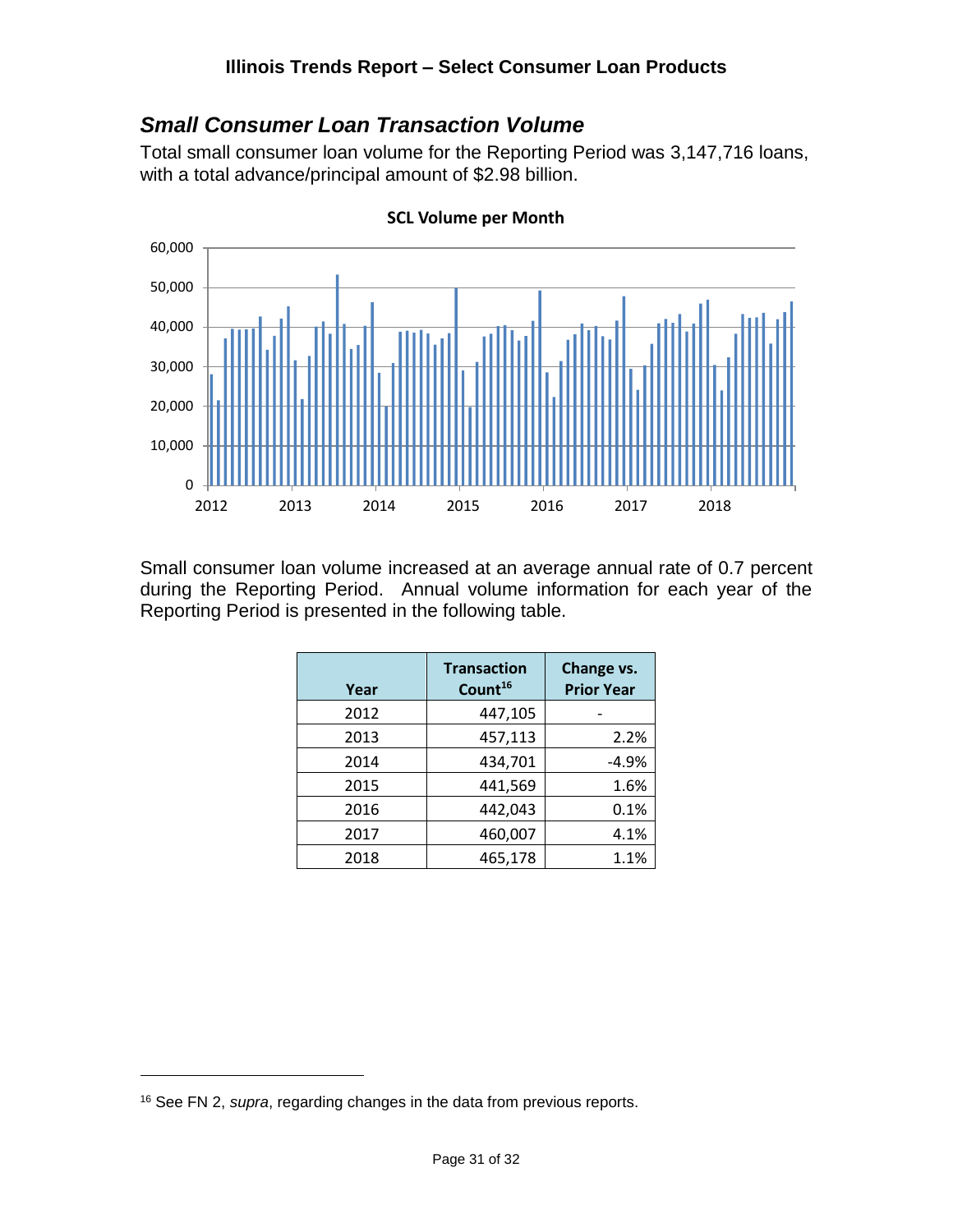## *Small Consumer Loan Transaction Volume*

Total small consumer loan volume for the Reporting Period was 3,147,716 loans, with a total advance/principal amount of $2.98 billion.

**SCL Volume per Month**

60,000
50,000
40,000
30,000
20,000
10,000
0

2012 2013 2014 2015 2016 2017 2018

Small consumer loan volume increased at an average annual rate of 0.7 percent during the Reporting Period. Annual volume information for each year of the Reporting Period is presented in the following table.

| Year | Transaction Count[16] | Change vs. Prior Year |
|---|---|---|
| 2012 | 447,105 | - |
| 2013 | 457,113 | 2.2% |
| 2014 | 434,701 | -4.9% |
| 2015 | 441,569 | 1.6% |
| 2016 | 442,043 | 0.1% |
| 2017 | 460,007 | 4.1% |
| 2018 | 465,178 | 1.1% |

[16] See FN 2, *supra*, regarding changes in the data from previous reports.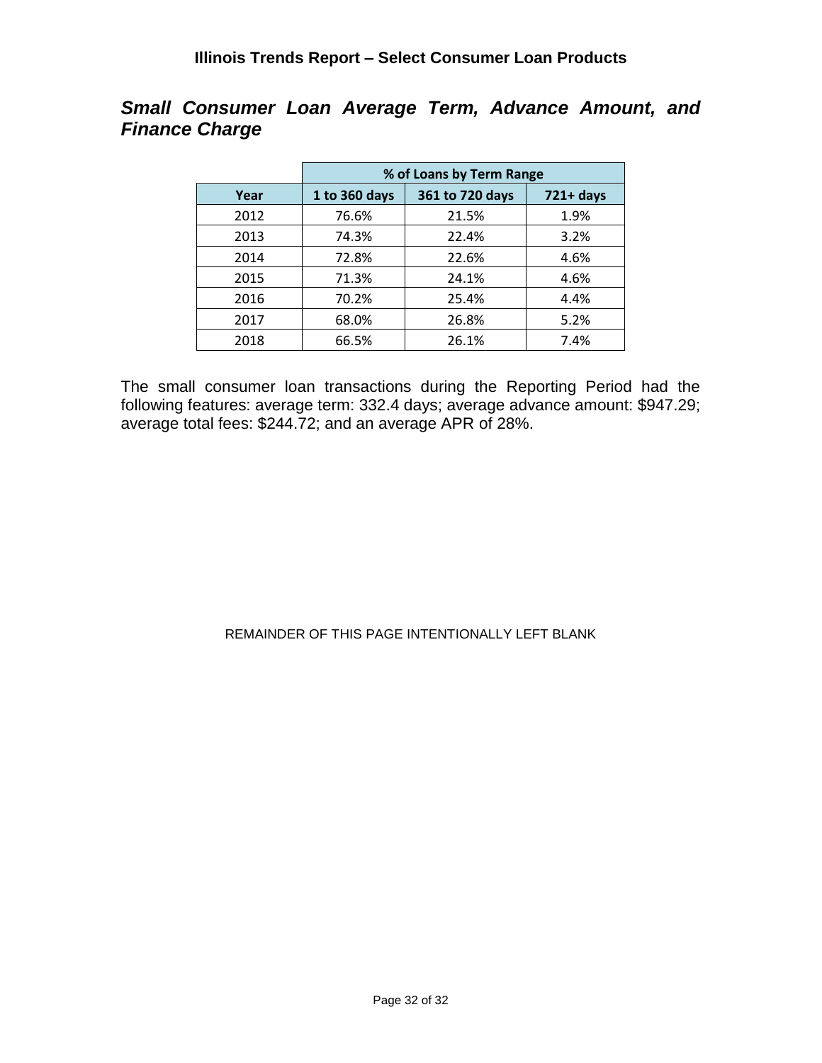## *Small Consumer Loan Average Term, Advance Amount, and Finance Charge*

| | % of Loans by Term Range | | |
|---|---|---|---|
| **Year** | **1 to 360 days** | **361 to 720 days** | **721+ days** |
| 2012 | 76.6% | 21.5% | 1.9% |
| 2013 | 74.3% | 22.4% | 3.2% |
| 2014 | 72.8% | 22.6% | 4.6% |
| 2015 | 71.3% | 24.1% | 4.6% |
| 2016 | 70.2% | 25.4% | 4.4% |
| 2017 | 68.0% | 26.8% | 5.2% |
| 2018 | 66.5% | 26.1% | 7.4% |

The small consumer loan transactions during the Reporting Period had the following features: average term: 332.4 days; average advance amount: $947.29; average total fees: $244.72; and an average APR of 28%.

REMAINDER OF THIS PAGE INTENTIONALLY LEFT BLANK